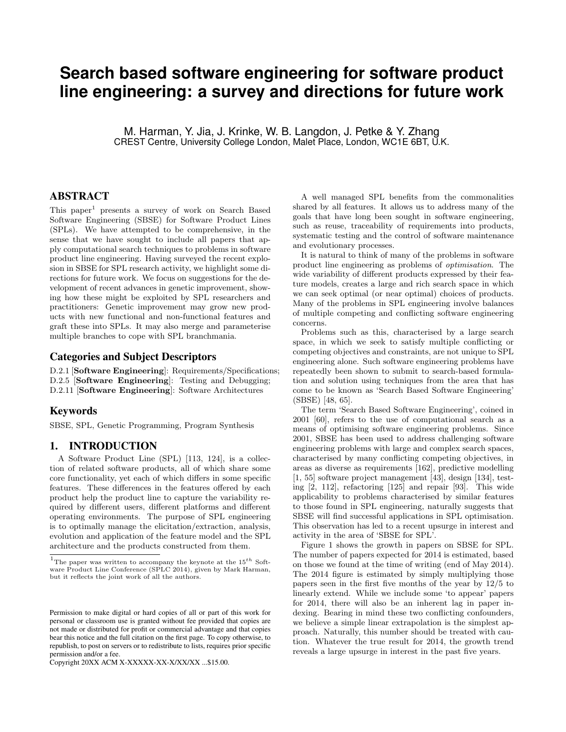# Search based software engineering for software product line engineering: a survey and directions for future work

M. Harman, Y. Jia, J. Krinke, W. B. Langdon, J. Petke & Y. Zhang
CREST Centre, University College London, Malet Place, London, WC1E 6BT, U.K.

## ABSTRACT

This paper[1] presents a survey of work on Search Based Software Engineering (SBSE) for Software Product Lines (SPLs). We have attempted to be comprehensive, in the sense that we have sought to include all papers that apply computational search techniques to problems in software product line engineering. Having surveyed the recent explosion in SBSE for SPL research activity, we highlight some directions for future work. We focus on suggestions for the development of recent advances in genetic improvement, showing how these might be exploited by SPL researchers and practitioners: Genetic improvement may grow new products with new functional and non-functional features and graft these into SPLs. It may also merge and parameterise multiple branches to cope with SPL branchmania.

### Categories and Subject Descriptors

D.2.1 [**Software Engineering**]: Requirements/Specifications; D.2.5 [**Software Engineering**]: Testing and Debugging; D.2.11 [**Software Engineering**]: Software Architectures

### Keywords

SBSE, SPL, Genetic Programming, Program Synthesis

## 1. INTRODUCTION

A Software Product Line (SPL) [113, 124], is a collection of related software products, all of which share some core functionality, yet each of which differs in some specific features. These differences in the features offered by each product help the product line to capture the variability required by different users, different platforms and different operating environments. The purpose of SPL engineering is to optimally manage the elicitation/extraction, analysis, evolution and application of the feature model and the SPL architecture and the products constructed from them.

[1] The paper was written to accompany the keynote at the $15^{th}$ Software Product Line Conference (SPLC 2014), given by Mark Harman, but it reflects the joint work of all the authors.

Permission to make digital or hard copies of all or part of this work for personal or classroom use is granted without fee provided that copies are not made or distributed for profit or commercial advantage and that copies bear this notice and the full citation on the first page. To copy otherwise, to republish, to post on servers or to redistribute to lists, requires prior specific permission and/or a fee.
Copyright 20XX ACM X-XXXXX-XX-X/XX/XX ...$15.00.

A well managed SPL benefits from the commonalities shared by all features. It allows us to address many of the goals that have long been sought in software engineering, such as reuse, traceability of requirements into products, systematic testing and the control of software maintenance and evolutionary processes.

It is natural to think of many of the problems in software product line engineering as problems of *optimisation*. The wide variability of different products expressed by their feature models, creates a large and rich search space in which we can seek optimal (or near optimal) choices of products. Many of the problems in SPL engineering involve balances of multiple competing and conflicting software engineering concerns.

Problems such as this, characterised by a large search space, in which we seek to satisfy multiple conflicting or competing objectives and constraints, are not unique to SPL engineering alone. Such software engineering problems have repeatedly been shown to submit to search-based formulation and solution using techniques from the area that has come to be known as 'Search Based Software Engineering' (SBSE) [48, 65].

The term 'Search Based Software Engineering', coined in 2001 [60], refers to the use of computational search as a means of optimising software engineering problems. Since 2001, SBSE has been used to address challenging software engineering problems with large and complex search spaces, characterised by many conflicting competing objectives, in areas as diverse as requirements [162], predictive modelling [1, 55] software project management [43], design [134], testing [2, 112], refactoring [125] and repair [93]. This wide applicability to problems characterised by similar features to those found in SPL engineering, naturally suggests that SBSE will find successful applications in SPL optimisation. This observation has led to a recent upsurge in interest and activity in the area of 'SBSE for SPL'.

Figure 1 shows the growth in papers on SBSE for SPL. The number of papers expected for 2014 is estimated, based on those we found at the time of writing (end of May 2014). The 2014 figure is estimated by simply multiplying those papers seen in the first five months of the year by 12/5 to linearly extend. While we include some 'to appear' papers for 2014, there will also be an inherent lag in paper indexing. Bearing in mind these two conflicting confounders, we believe a simple linear extrapolation is the simplest approach. Naturally, this number should be treated with caution. Whatever the true result for 2014, the growth trend reveals a large upsurge in interest in the past five years.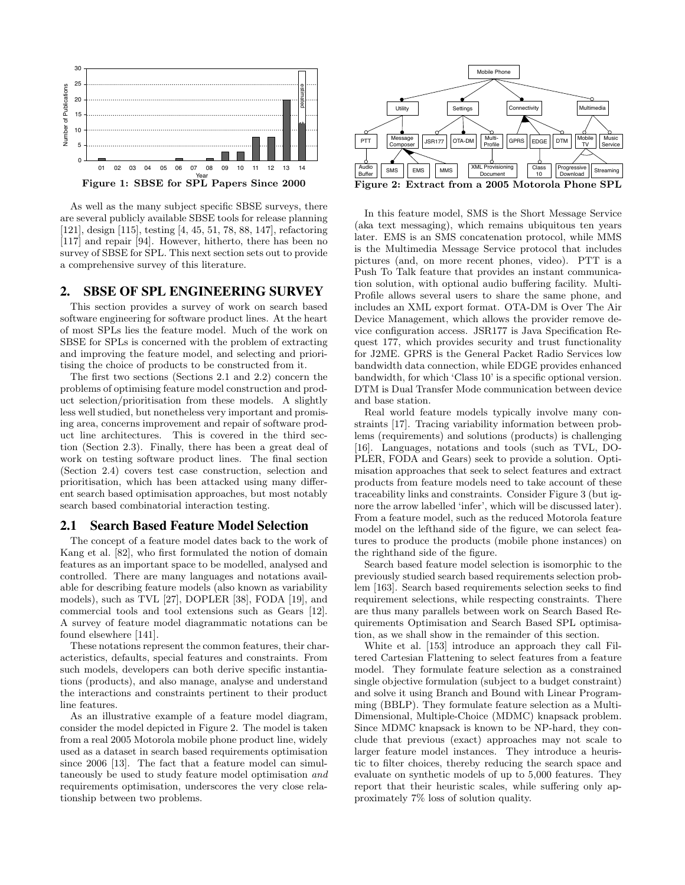Figure 1: SBSE for SPL Papers Since 2000

Figure 2: Extract from a 2005 Motorola Phone SPL

As well as the many subject specific SBSE surveys, there are several publicly available SBSE tools for release planning [121], design [115], testing [4, 45, 51, 78, 88, 147], refactoring [117] and repair [94]. However, hitherto, there has been no survey of SBSE for SPL. This next section sets out to provide a comprehensive survey of this literature.

## 2. SBSE OF SPL ENGINEERING SURVEY

This section provides a survey of work on search based software engineering for software product lines. At the heart of most SPLs lies the feature model. Much of the work on SBSE for SPLs is concerned with the problem of extracting and improving the feature model, and selecting and prioritising the choice of products to be constructed from it.

The first two sections (Sections 2.1 and 2.2) concern the problems of optimising feature model construction and product selection/prioritisation from these models. A slightly less well studied, but nonetheless very important and promising area, concerns improvement and repair of software product line architectures. This is covered in the third section (Section 2.3). Finally, there has been a great deal of work on testing software product lines. The final section (Section 2.4) covers test case construction, selection and prioritisation, which has been attacked using many different search based optimisation approaches, but most notably search based combinatorial interaction testing.

### 2.1 Search Based Feature Model Selection

The concept of a feature model dates back to the work of Kang et al. [82], who first formulated the notion of domain features as an important space to be modelled, analysed and controlled. There are many languages and notations available for describing feature models (also known as variability models), such as TVL [27], DOPLER [38], FODA [19], and commercial tools and tool extensions such as Gears [12]. A survey of feature model diagrammatic notations can be found elsewhere [141].

These notations represent the common features, their characteristics, defaults, special features and constraints. From such models, developers can both derive specific instantiations (products), and also manage, analyse and understand the interactions and constraints pertinent to their product line features.

As an illustrative example of a feature model diagram, consider the model depicted in Figure 2. The model is taken from a real 2005 Motorola mobile phone product line, widely used as a dataset in search based requirements optimisation since 2006 [13]. The fact that a feature model can simultaneously be used to study feature model optimisation *and* requirements optimisation, underscores the very close relationship between two problems.

In this feature model, SMS is the Short Message Service (aka text messaging), which remains ubiquitous ten years later. EMS is an SMS concatenation protocol, while MMS is the Multimedia Message Service protocol that includes pictures (and, on more recent phones, video). PTT is a Push To Talk feature that provides an instant communication solution, with optional audio buffering facility. Multi-Profile allows several users to share the same phone, and includes an XML export format. OTA-DM is Over The Air Device Management, which allows the provider remove device configuration access. JSR177 is Java Specification Request 177, which provides security and trust functionality for J2ME. GPRS is the General Packet Radio Services low bandwidth data connection, while EDGE provides enhanced bandwidth, for which 'Class 10' is a specific optional version. DTM is Dual Transfer Mode communication between device and base station.

Real world feature models typically involve many constraints [17]. Tracing variability information between problems (requirements) and solutions (products) is challenging [16]. Languages, notations and tools (such as TVL, DOPLER, FODA and Gears) seek to provide a solution. Optimisation approaches that seek to select features and extract products from feature models need to take account of these traceability links and constraints. Consider Figure 3 (but ignore the arrow labelled 'infer', which will be discussed later). From a feature model, such as the reduced Motorola feature model on the lefthand side of the figure, we can select features to produce the products (mobile phone instances) on the righthand side of the figure.

Search based feature model selection is isomorphic to the previously studied search based requirements selection problem [163]. Search based requirements selection seeks to find requirement selections, while respecting constraints. There are thus many parallels between work on Search Based Requirements Optimisation and Search Based SPL optimisation, as we shall show in the remainder of this section.

White et al. [153] introduce an approach they call Filtered Cartesian Flattening to select features from a feature model. They formulate feature selection as a constrained single objective formulation (subject to a budget constraint) and solve it using Branch and Bound with Linear Programming (BBLP). They formulate feature selection as a Multi-Dimensional, Multiple-Choice (MDMC) knapsack problem. Since MDMC knapsack is known to be NP-hard, they conclude that previous (exact) approaches may not scale to larger feature model instances. They introduce a heuristic to filter choices, thereby reducing the search space and evaluate on synthetic models of up to 5,000 features. They report that their heuristic scales, while suffering only approximately 7% loss of solution quality.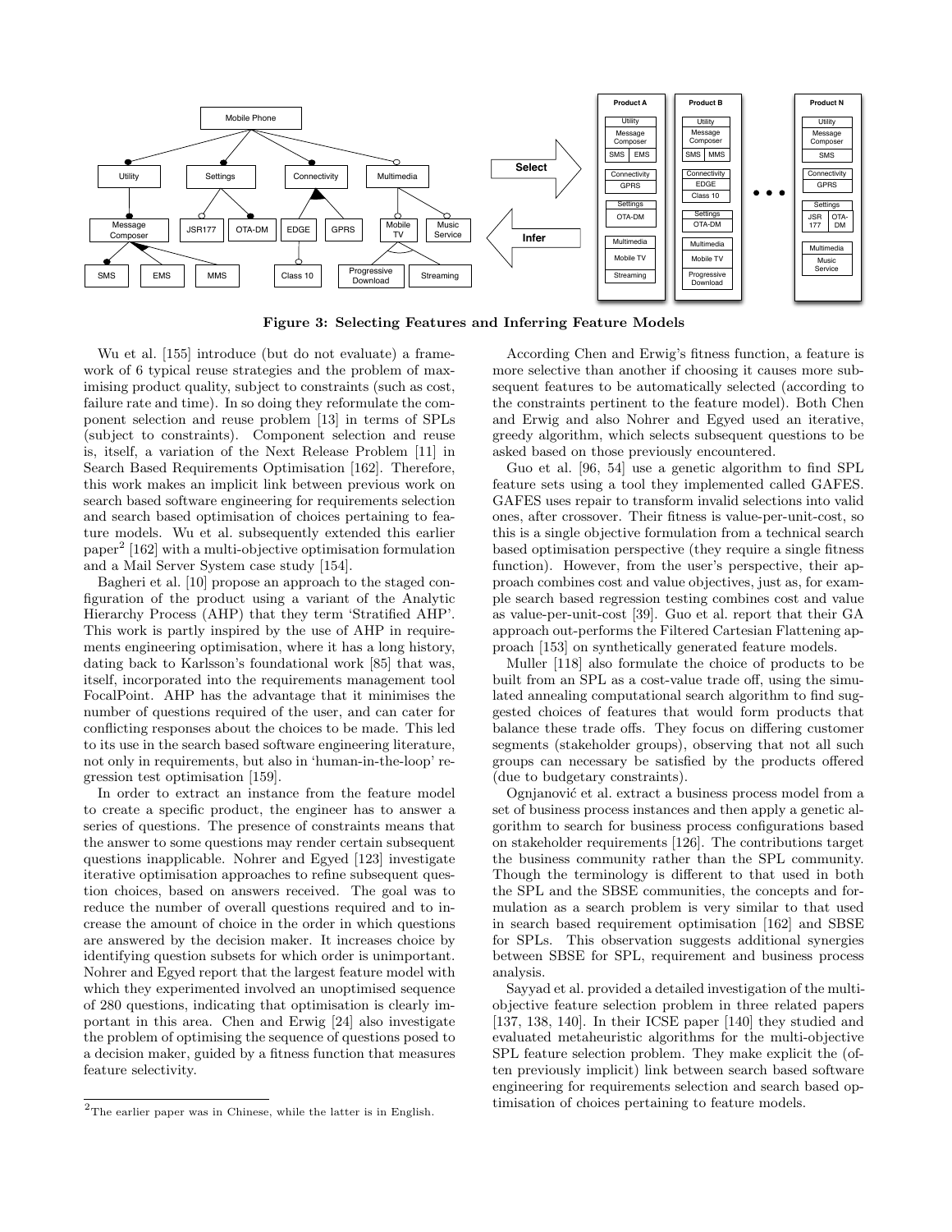Figure 3: Selecting Features and Inferring Feature Models

Wu et al. [155] introduce (but do not evaluate) a framework of 6 typical reuse strategies and the problem of maximising product quality, subject to constraints (such as cost, failure rate and time). In so doing they reformulate the component selection and reuse problem [13] in terms of SPLs (subject to constraints). Component selection and reuse is, itself, a variation of the Next Release Problem [11] in Search Based Requirements Optimisation [162]. Therefore, this work makes an implicit link between previous work on search based software engineering for requirements selection and search based optimisation of choices pertaining to feature models. Wu et al. subsequently extended this earlier paper[2] [162] with a multi-objective optimisation formulation and a Mail Server System case study [154].

Bagheri et al. [10] propose an approach to the staged configuration of the product using a variant of the Analytic Hierarchy Process (AHP) that they term 'Stratified AHP'. This work is partly inspired by the use of AHP in requirements engineering optimisation, where it has a long history, dating back to Karlsson's foundational work [85] that was, itself, incorporated into the requirements management tool FocalPoint. AHP has the advantage that it minimises the number of questions required of the user, and can cater for conflicting responses about the choices to be made. This led to its use in the search based software engineering literature, not only in requirements, but also in 'human-in-the-loop' regression test optimisation [159].

In order to extract an instance from the feature model to create a specific product, the engineer has to answer a series of questions. The presence of constraints means that the answer to some questions may render certain subsequent questions inapplicable. Nohrer and Egyed [123] investigate iterative optimisation approaches to refine subsequent question choices, based on answers received. The goal was to reduce the number of overall questions required and to increase the amount of choice in the order in which questions are answered by the decision maker. It increases choice by identifying question subsets for which order is unimportant. Nohrer and Egyed report that the largest feature model with which they experimented involved an unoptimised sequence of 280 questions, indicating that optimisation is clearly important in this area. Chen and Erwig [24] also investigate the problem of optimising the sequence of questions posed to a decision maker, guided by a fitness function that measures feature selectivity.

According Chen and Erwig's fitness function, a feature is more selective than another if choosing it causes more subsequent features to be automatically selected (according to the constraints pertinent to the feature model). Both Chen and Erwig and also Nohrer and Egyed used an iterative, greedy algorithm, which selects subsequent questions to be asked based on those previously encountered.

Guo et al. [96, 54] use a genetic algorithm to find SPL feature sets using a tool they implemented called GAFES. GAFES uses repair to transform invalid selections into valid ones, after crossover. Their fitness is value-per-unit-cost, so this is a single objective formulation from a technical search based optimisation perspective (they require a single fitness function). However, from the user's perspective, their approach combines cost and value objectives, just as, for example search based regression testing combines cost and value as value-per-unit-cost [39]. Guo et al. report that their GA approach out-performs the Filtered Cartesian Flattening approach [153] on synthetically generated feature models.

Muller [118] also formulate the choice of products to be built from an SPL as a cost-value trade off, using the simulated annealing computational search algorithm to find suggested choices of features that would form products that balance these trade offs. They focus on differing customer segments (stakeholder groups), observing that not all such groups can necessary be satisfied by the products offered (due to budgetary constraints).

Ognjanović et al. extract a business process model from a set of business process instances and then apply a genetic algorithm to search for business process configurations based on stakeholder requirements [126]. The contributions target the business community rather than the SPL community. Though the terminology is different to that used in both the SPL and the SBSE communities, the concepts and formulation as a search problem is very similar to that used in search based requirement optimisation [162] and SBSE for SPLs. This observation suggests additional synergies between SBSE for SPL, requirement and business process analysis.

Sayyad et al. provided a detailed investigation of the multi-objective feature selection problem in three related papers [137, 138, 140]. In their ICSE paper [140] they studied and evaluated metaheuristic algorithms for the multi-objective SPL feature selection problem. They make explicit the (often previously implicit) link between search based software engineering for requirements selection and search based optimisation of choices pertaining to feature models.

[2] The earlier paper was in Chinese, while the latter is in English.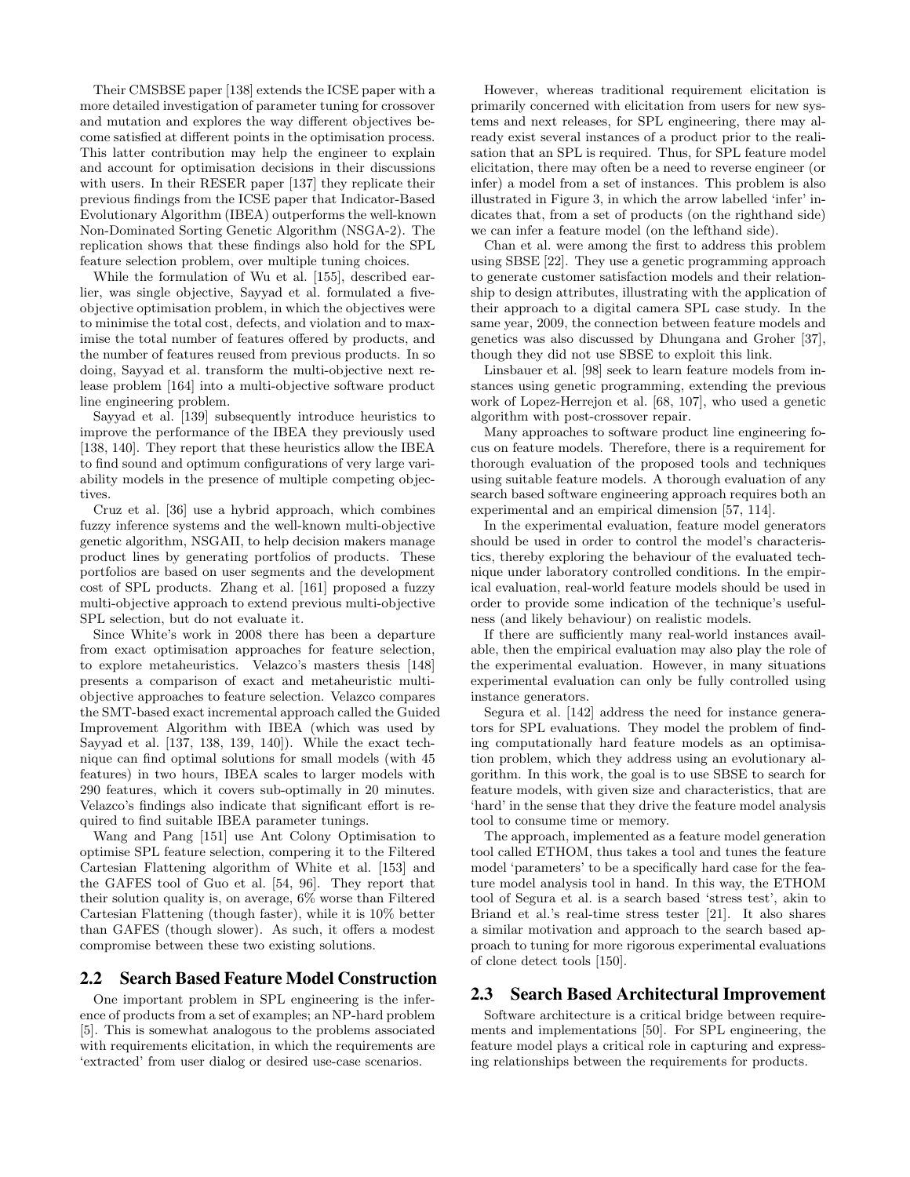Their CMSBSE paper [138] extends the ICSE paper with a more detailed investigation of parameter tuning for crossover and mutation and explores the way different objectives become satisfied at different points in the optimisation process. This latter contribution may help the engineer to explain and account for optimisation decisions in their discussions with users. In their RESER paper [137] they replicate their previous findings from the ICSE paper that Indicator-Based Evolutionary Algorithm (IBEA) outperforms the well-known Non-Dominated Sorting Genetic Algorithm (NSGA-2). The replication shows that these findings also hold for the SPL feature selection problem, over multiple tuning choices.

While the formulation of Wu et al. [155], described earlier, was single objective, Sayyad et al. formulated a five-objective optimisation problem, in which the objectives were to minimise the total cost, defects, and violation and to maximise the total number of features offered by products, and the number of features reused from previous products. In so doing, Sayyad et al. transform the multi-objective next release problem [164] into a multi-objective software product line engineering problem.

Sayyad et al. [139] subsequently introduce heuristics to improve the performance of the IBEA they previously used [138, 140]. They report that these heuristics allow the IBEA to find sound and optimum configurations of very large variability models in the presence of multiple competing objectives.

Cruz et al. [36] use a hybrid approach, which combines fuzzy inference systems and the well-known multi-objective genetic algorithm, NSGAII, to help decision makers manage product lines by generating portfolios of products. These portfolios are based on user segments and the development cost of SPL products. Zhang et al. [161] proposed a fuzzy multi-objective approach to extend previous multi-objective SPL selection, but do not evaluate it.

Since White's work in 2008 there has been a departure from exact optimisation approaches for feature selection, to explore metaheuristics. Velazco's masters thesis [148] presents a comparison of exact and metaheuristic multi-objective approaches to feature selection. Velazco compares the SMT-based exact incremental approach called the Guided Improvement Algorithm with IBEA (which was used by Sayyad et al. [137, 138, 139, 140]). While the exact technique can find optimal solutions for small models (with 45 features) in two hours, IBEA scales to larger models with 290 features, which it covers sub-optimally in 20 minutes. Velazco's findings also indicate that significant effort is required to find suitable IBEA parameter tunings.

Wang and Pang [151] use Ant Colony Optimisation to optimise SPL feature selection, compering it to the Filtered Cartesian Flattening algorithm of White et al. [153] and the GAFES tool of Guo et al. [54, 96]. They report that their solution quality is, on average, 6% worse than Filtered Cartesian Flattening (though faster), while it is 10% better than GAFES (though slower). As such, it offers a modest compromise between these two existing solutions.

## 2.2 Search Based Feature Model Construction

One important problem in SPL engineering is the inference of products from a set of examples; an NP-hard problem [5]. This is somewhat analogous to the problems associated with requirements elicitation, in which the requirements are 'extracted' from user dialog or desired use-case scenarios.

However, whereas traditional requirement elicitation is primarily concerned with elicitation from users for new systems and next releases, for SPL engineering, there may already exist several instances of a product prior to the realisation that an SPL is required. Thus, for SPL feature model elicitation, there may often be a need to reverse engineer (or infer) a model from a set of instances. This problem is also illustrated in Figure 3, in which the arrow labelled 'infer' indicates that, from a set of products (on the righthand side) we can infer a feature model (on the lefthand side).

Chan et al. were among the first to address this problem using SBSE [22]. They use a genetic programming approach to generate customer satisfaction models and their relationship to design attributes, illustrating with the application of their approach to a digital camera SPL case study. In the same year, 2009, the connection between feature models and genetics was also discussed by Dhungana and Groher [37], though they did not use SBSE to exploit this link.

Linsbauer et al. [98] seek to learn feature models from instances using genetic programming, extending the previous work of Lopez-Herrejon et al. [68, 107], who used a genetic algorithm with post-crossover repair.

Many approaches to software product line engineering focus on feature models. Therefore, there is a requirement for thorough evaluation of the proposed tools and techniques using suitable feature models. A thorough evaluation of any search based software engineering approach requires both an experimental and an empirical dimension [57, 114].

In the experimental evaluation, feature model generators should be used in order to control the model's characteristics, thereby exploring the behaviour of the evaluated technique under laboratory controlled conditions. In the empirical evaluation, real-world feature models should be used in order to provide some indication of the technique's usefulness (and likely behaviour) on realistic models.

If there are sufficiently many real-world instances available, then the empirical evaluation may also play the role of the experimental evaluation. However, in many situations experimental evaluation can only be fully controlled using instance generators.

Segura et al. [142] address the need for instance generators for SPL evaluations. They model the problem of finding computationally hard feature models as an optimisation problem, which they address using an evolutionary algorithm. In this work, the goal is to use SBSE to search for feature models, with given size and characteristics, that are 'hard' in the sense that they drive the feature model analysis tool to consume time or memory.

The approach, implemented as a feature model generation tool called ETHOM, thus takes a tool and tunes the feature model 'parameters' to be a specifically hard case for the feature model analysis tool in hand. In this way, the ETHOM tool of Segura et al. is a search based 'stress test', akin to Briand et al.'s real-time stress tester [21]. It also shares a similar motivation and approach to the search based approach to tuning for more rigorous experimental evaluations of clone detect tools [150].

## 2.3 Search Based Architectural Improvement

Software architecture is a critical bridge between requirements and implementations [50]. For SPL engineering, the feature model plays a critical role in capturing and expressing relationships between the requirements for products.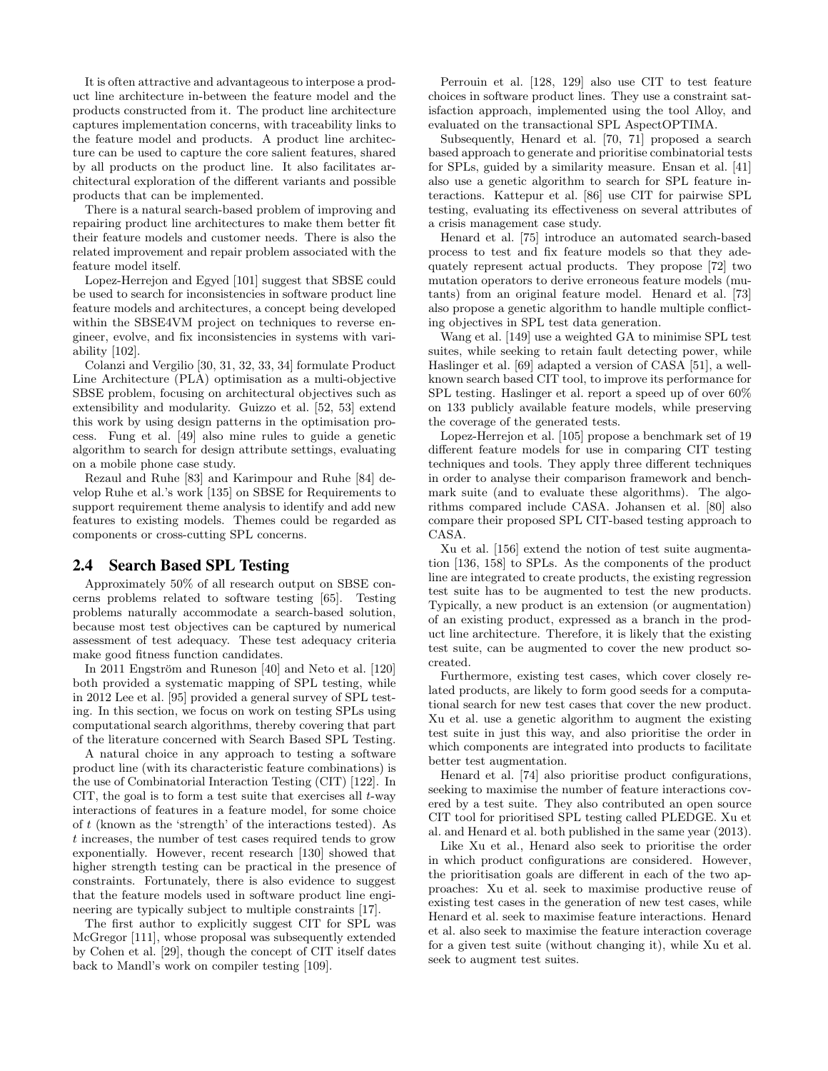It is often attractive and advantageous to interpose a product line architecture in-between the feature model and the products constructed from it. The product line architecture captures implementation concerns, with traceability links to the feature model and products. A product line architecture can be used to capture the core salient features, shared by all products on the product line. It also facilitates architectural exploration of the different variants and possible products that can be implemented.

There is a natural search-based problem of improving and repairing product line architectures to make them better fit their feature models and customer needs. There is also the related improvement and repair problem associated with the feature model itself.

Lopez-Herrejon and Egyed [101] suggest that SBSE could be used to search for inconsistencies in software product line feature models and architectures, a concept being developed within the SBSE4VM project on techniques to reverse engineer, evolve, and fix inconsistencies in systems with variability [102].

Colanzi and Vergilio [30, 31, 32, 33, 34] formulate Product Line Architecture (PLA) optimisation as a multi-objective SBSE problem, focusing on architectural objectives such as extensibility and modularity. Guizzo et al. [52, 53] extend this work by using design patterns in the optimisation process. Fung et al. [49] also mine rules to guide a genetic algorithm to search for design attribute settings, evaluating on a mobile phone case study.

Rezaul and Ruhe [83] and Karimpour and Ruhe [84] develop Ruhe et al.'s work [135] on SBSE for Requirements to support requirement theme analysis to identify and add new features to existing models. Themes could be regarded as components or cross-cutting SPL concerns.

## 2.4 Search Based SPL Testing

Approximately 50% of all research output on SBSE concerns problems related to software testing [65]. Testing problems naturally accommodate a search-based solution, because most test objectives can be captured by numerical assessment of test adequacy. These test adequacy criteria make good fitness function candidates.

In 2011 Engström and Runeson [40] and Neto et al. [120] both provided a systematic mapping of SPL testing, while in 2012 Lee et al. [95] provided a general survey of SPL testing. In this section, we focus on work on testing SPLs using computational search algorithms, thereby covering that part of the literature concerned with Search Based SPL Testing.

A natural choice in any approach to testing a software product line (with its characteristic feature combinations) is the use of Combinatorial Interaction Testing (CIT) [122]. In CIT, the goal is to form a test suite that exercises all $t$-way interactions of features in a feature model, for some choice of $t$ (known as the 'strength' of the interactions tested). As $t$ increases, the number of test cases required tends to grow exponentially. However, recent research [130] showed that higher strength testing can be practical in the presence of constraints. Fortunately, there is also evidence to suggest that the feature models used in software product line engineering are typically subject to multiple constraints [17].

The first author to explicitly suggest CIT for SPL was McGregor [111], whose proposal was subsequently extended by Cohen et al. [29], though the concept of CIT itself dates back to Mandl's work on compiler testing [109].

Perrouin et al. [128, 129] also use CIT to test feature choices in software product lines. They use a constraint satisfaction approach, implemented using the tool Alloy, and evaluated on the transactional SPL AspectOPTIMA.

Subsequently, Henard et al. [70, 71] proposed a search based approach to generate and prioritise combinatorial tests for SPLs, guided by a similarity measure. Ensan et al. [41] also use a genetic algorithm to search for SPL feature interactions. Kattepur et al. [86] use CIT for pairwise SPL testing, evaluating its effectiveness on several attributes of a crisis management case study.

Henard et al. [75] introduce an automated search-based process to test and fix feature models so that they adequately represent actual products. They propose [72] two mutation operators to derive erroneous feature models (mutants) from an original feature model. Henard et al. [73] also propose a genetic algorithm to handle multiple conflicting objectives in SPL test data generation.

Wang et al. [149] use a weighted GA to minimise SPL test suites, while seeking to retain fault detecting power, while Haslinger et al. [69] adapted a version of CASA [51], a well-known search based CIT tool, to improve its performance for SPL testing. Haslinger et al. report a speed up of over 60% on 133 publicly available feature models, while preserving the coverage of the generated tests.

Lopez-Herrejon et al. [105] propose a benchmark set of 19 different feature models for use in comparing CIT testing techniques and tools. They apply three different techniques in order to analyse their comparison framework and benchmark suite (and to evaluate these algorithms). The algorithms compared include CASA. Johansen et al. [80] also compare their proposed SPL CIT-based testing approach to CASA.

Xu et al. [156] extend the notion of test suite augmentation [136, 158] to SPLs. As the components of the product line are integrated to create products, the existing regression test suite has to be augmented to test the new products. Typically, a new product is an extension (or augmentation) of an existing product, expressed as a branch in the product line architecture. Therefore, it is likely that the existing test suite, can be augmented to cover the new product so-created.

Furthermore, existing test cases, which cover closely related products, are likely to form good seeds for a computational search for new test cases that cover the new product. Xu et al. use a genetic algorithm to augment the existing test suite in just this way, and also prioritise the order in which components are integrated into products to facilitate better test augmentation.

Henard et al. [74] also prioritise product configurations, seeking to maximise the number of feature interactions covered by a test suite. They also contributed an open source CIT tool for prioritised SPL testing called PLEDGE. Xu et al. and Henard et al. both published in the same year (2013).

Like Xu et al., Henard also seek to prioritise the order in which product configurations are considered. However, the prioritisation goals are different in each of the two approaches: Xu et al. seek to maximise productive reuse of existing test cases in the generation of new test cases, while Henard et al. seek to maximise feature interactions. Henard et al. also seek to maximise the feature interaction coverage for a given test suite (without changing it), while Xu et al. seek to augment test suites.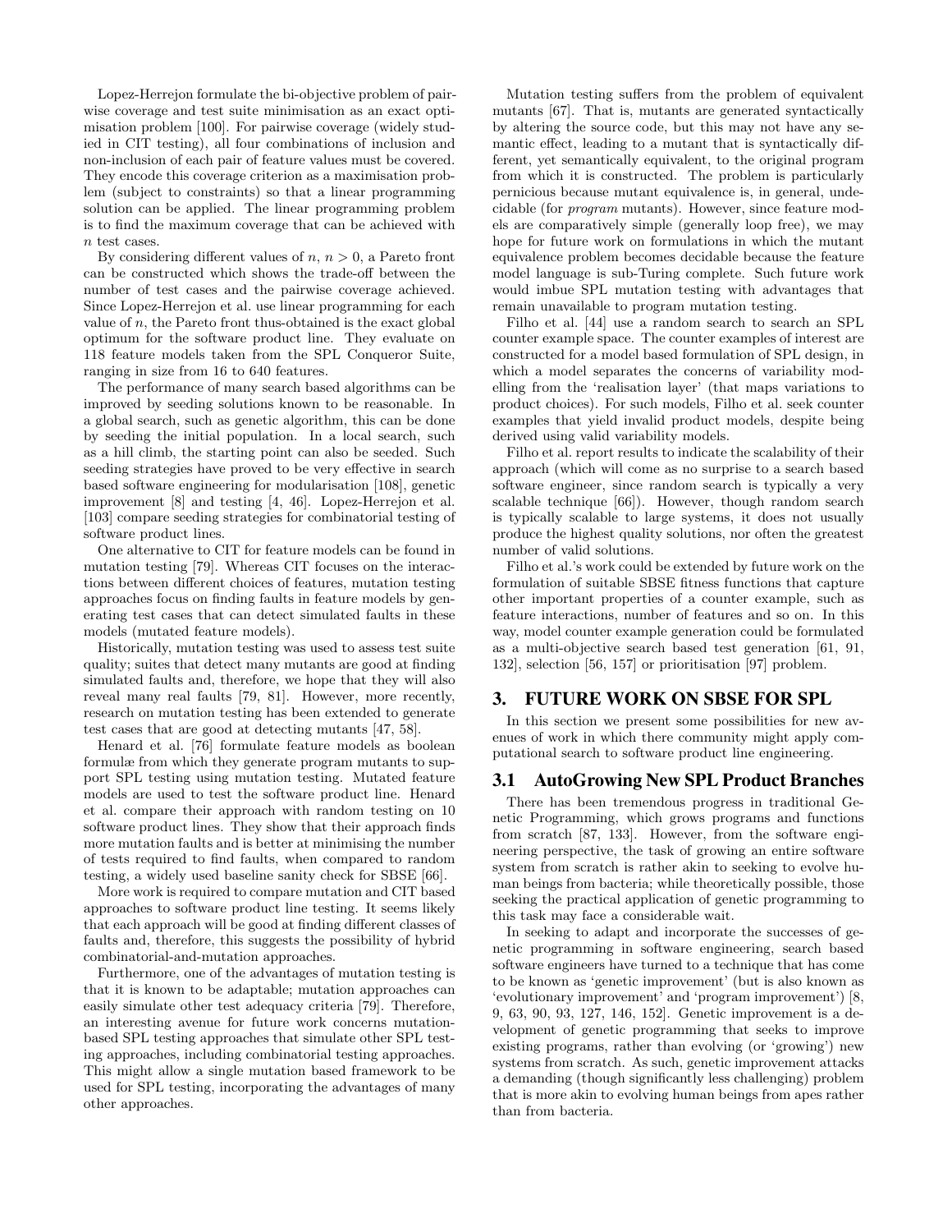Lopez-Herrejon formulate the bi-objective problem of pairwise coverage and test suite minimisation as an exact optimisation problem [100]. For pairwise coverage (widely studied in CIT testing), all four combinations of inclusion and non-inclusion of each pair of feature values must be covered. They encode this coverage criterion as a maximisation problem (subject to constraints) so that a linear programming solution can be applied. The linear programming problem is to find the maximum coverage that can be achieved with $n$ test cases.

By considering different values of $n$, $n > 0$, a Pareto front can be constructed which shows the trade-off between the number of test cases and the pairwise coverage achieved. Since Lopez-Herrejon compute the Pareto front for each value of $n$, the Pareto front thus-obtained is the exact global optimum for the software product line. They evaluate on 118 feature models taken from the SPL Conqueror Suite, ranging in size from 16 to 640 features.

The performance of many search based algorithms can be improved by seeding solutions known to be reasonable. In a global search, such as genetic algorithm, this can be done by seeding the initial population. In a local search, such as a hill climb, the starting point can also be seeded. Such seeding strategies have proved to be very effective in search based software engineering for modularisation [108], genetic improvement [8] and testing [4, 46]. Lopez-Herrejon et al. [103] compare seeding strategies for combinatorial testing of software product lines.

One alternative to CIT for feature models can be found in mutation testing [79]. Whereas CIT focuses on the interactions between different choices of features, mutation testing approaches focus on finding faults in feature models by generating test cases that can detect simulated faults in these models (mutated feature models).

Historically, mutation testing was used to assess test suite quality; suites that detect many mutants are good at finding simulated faults and, therefore, we hope that they will also reveal many real faults [79, 81]. However, more recently, research on mutation testing has been extended to generate test cases that are good at detecting mutants [47, 58].

Henard et al. [76] formulate feature models as boolean formulæ from which they generate program mutants to support SPL testing using mutation testing. Mutated feature models are used to test the software product line. Henard et al. compare their approach with random testing on 10 software product lines. They show that their approach finds more mutation faults and is better at minimising the number of tests required to find faults, when compared to random testing, a widely used baseline sanity check for SBSE [66].

More work is required to compare mutation and CIT based approaches to software product line testing. It seems likely that each approach will be good at finding different classes of faults and, therefore, this suggests the possibility of hybrid combinatorial-and-mutation approaches.

Furthermore, one of the advantages of mutation testing is that it is known to be adaptable; mutation approaches can easily simulate other test adequacy criteria [79]. Therefore, an interesting avenue for future work concerns mutation-based SPL testing approaches that simulate other SPL testing approaches, including combinatorial testing approaches. This might allow a single mutation based framework to be used for SPL testing, incorporating the advantages of many other approaches.

Mutation testing suffers from the problem of equivalent mutants [67]. That is, mutants are generated syntactically by altering the source code, but this may not have any semantic effect, leading to a mutant that is syntactically different, yet semantically equivalent, to the original program from which it is constructed. The problem is particularly pernicious because mutant equivalence is, in general, undecidable (for *program* mutants). However, since feature models are comparatively simple (generally loop free), we may hope for future work on formulations in which the mutant equivalence problem becomes decidable because the feature model language is sub-Turing complete. Such future work would imbue SPL mutation testing with advantages that remain unavailable to program mutation testing.

Filho et al. [44] use a random search to search an SPL counter example space. The counter examples of interest are constructed for a model based formulation of SPL design, in which a model separates the concerns of variability modelling from the 'realisation layer' (that maps variations to product choices). For such models, Filho et al. seek counter examples that yield invalid product models, despite being derived using valid variability models.

Filho et al. report results to indicate the scalability of their approach (which will come as no surprise to a search based software engineer, since random search is typically a very scalable technique [66]). However, though random search is typically scalable to large systems, it does not usually produce the highest quality solutions, nor often the greatest number of valid solutions.

Filho et al.'s work could be extended by future work on the formulation of suitable SBSE fitness functions that capture other important properties of a counter example, such as feature interactions, number of features and so on. In this way, model counter example generation could be formulated as a multi-objective search based test generation [61, 91, 132], selection [56, 157] or prioritisation [97] problem.

## 3. FUTURE WORK ON SBSE FOR SPL

In this section we present some possibilities for new avenues of work in which there community might apply computational search to software product line engineering.

### 3.1 AutoGrowing New SPL Product Branches

There has been tremendous progress in traditional Genetic Programming, which grows programs and functions from scratch [87, 133]. However, from the software engineering perspective, the task of growing an entire software system from scratch is rather akin to seeking to evolve human beings from bacteria; while theoretically possible, those seeking the practical application of genetic programming to this task may face a considerable wait.

In seeking to adapt and incorporate the successes of genetic programming in software engineering, search based software engineers have turned to a technique that has come to be known as 'genetic improvement' (but is also known as 'evolutionary improvement' and 'program improvement') [8, 9, 63, 90, 93, 127, 146, 152]. Genetic improvement is a development of genetic programming that seeks to improve existing programs, rather than evolving (or 'growing') new systems from scratch. As such, genetic improvement attacks a demanding (though significantly less challenging) problem that is more akin to evolving human beings from apes rather than from bacteria.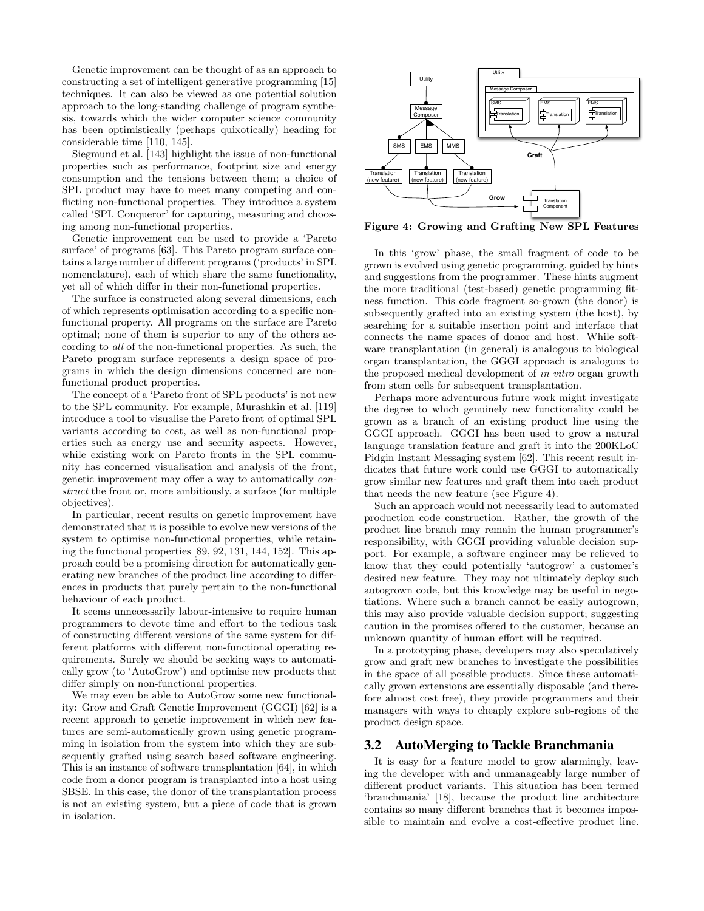Genetic improvement can be thought of as an approach to constructing a set of intelligent generative programming [15] techniques. It can also be viewed as one potential solution approach to the long-standing challenge of program synthesis, towards which the wider computer science community has been optimistically (perhaps quixotically) heading for considerable time [110, 145].

Siegmund et al. [143] highlight the issue of non-functional properties such as performance, footprint size and energy consumption and the tensions between them; a choice of SPL product may have to meet many competing and conflicting non-functional properties. They introduce a system called 'SPL Conqueror' for capturing, measuring and choosing among non-functional properties.

Genetic improvement can be used to provide a 'Pareto surface' of programs [63]. This Pareto program surface contains a large number of different programs ('products' in SPL nomenclature), each of which share the same functionality, yet all of which differ in their non-functional properties.

The surface is constructed along several dimensions, each of which represents optimisation according to a specific non-functional property. All programs on the surface are Pareto optimal; none of them is superior to any of the others according to *all* of the non-functional properties. As such, the Pareto program surface represents a design space of programs in which the design dimensions concerned are non-functional product properties.

The concept of a 'Pareto front of SPL products' is not new to the SPL community. For example, Murashkin et al. [119] introduce a tool to visualise the Pareto front of optimal SPL variants according to cost, as well as non-functional properties such as energy use and security aspects. However, while existing work on Pareto fronts in the SPL community has concerned visualisation and analysis of the front, genetic improvement may offer a way to automatically *construct* the front or, more ambitiously, a surface (for multiple objectives).

In particular, recent results on genetic improvement have demonstrated that it is possible to evolve new versions of the system to optimise non-functional properties, while retaining the functional properties [89, 92, 131, 144, 152]. This approach could be a promising direction for automatically generating new branches of the product line according to differences in products that purely pertain to the non-functional behaviour of each product.

It seems unnecessarily labour-intensive to require human programmers to devote time and effort to the tedious task of constructing different versions of the same system for different platforms with different non-functional operating requirements. Surely we should be seeking ways to automatically grow (to 'AutoGrow') and optimise new products that differ simply on non-functional properties.

We may even be able to AutoGrow some new functionality: Grow and Graft Genetic Improvement (GGGI) [62] is a recent approach to genetic improvement in which new features are semi-automatically grown using genetic programming in isolation from the system into which they are subsequently grafted using search based software engineering. This is an instance of software transplantation [64], in which code from a donor program is transplanted into a host using SBSE. In this case, the donor of the transplantation process is not an existing system, but a piece of code that is grown in isolation.

**Figure 4: Growing and Grafting New SPL Features**

In this 'grow' phase, the small fragment of code to be grown is evolved using genetic programming, guided by hints and suggestions from the programmer. These hints augment the more traditional (test-based) genetic programming fitness function. This code fragment so-grown (the donor) is subsequently grafted into an existing system (the host), by searching for a suitable insertion point and interface that connects the name spaces of donor and host. While software transplantation (in general) is analogous to biological organ transplantation, the GGGI approach is analogous to the proposed medical development of *in vitro* organ growth from stem cells for subsequent transplantation.

Perhaps more adventurous future work might investigate the degree to which genuinely new functionality could be grown as a branch of an existing product line using the GGGI approach. GGGI has been used to grow a natural language translation feature and graft it into the 200KLoC Pidgin Instant Messaging system [62]. This recent result indicates that future work could use GGGI to automatically grow similar new features and graft them into each product that needs the new feature (see Figure 4).

Such an approach would not necessarily lead to automated production code construction. Rather, the growth of the product line branch may remain the human programmer's responsibility, with GGGI providing valuable decision support. For example, a software engineer may be relieved to know that they could potentially 'autogrow' a customer's desired new feature. They may not ultimately deploy such autogrown code, but this knowledge may be useful in negotiations. Where such a branch cannot be easily autogrown, this may also provide valuable decision support; suggesting caution in the promises offered to the customer, because an unknown quantity of human effort will be required.

In a prototyping phase, developers may also speculatively grow and graft new branches to investigate the possibilities in the space of all possible products. Since these automatically grown extensions are essentially disposable (and therefore almost cost free), they provide programmers and their managers with ways to cheaply explore sub-regions of the product design space.

## 3.2 AutoMerging to Tackle Branchmania

It is easy for a feature model to grow alarmingly, leaving the developer with and unmanageably large number of different product variants. This situation has been termed 'branchmania' [18], because the product line architecture contains so many different branches that it becomes impossible to maintain and evolve a cost-effective product line.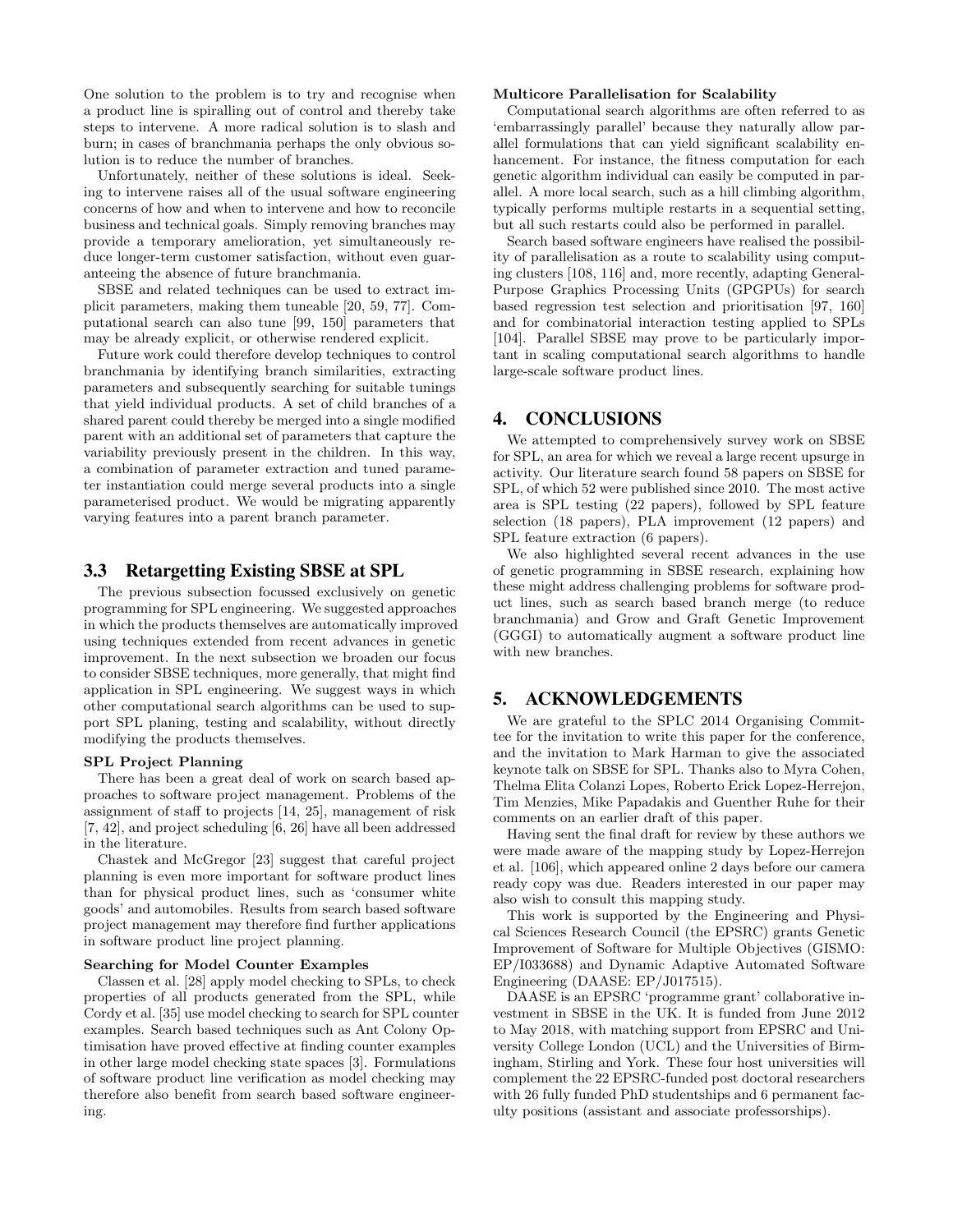One solution to the problem is to try and recognise when a product line is spiralling out of control and thereby take steps to intervene. A more radical solution is to slash and burn; in cases of branchmania perhaps the only obvious solution is to reduce the number of branches.

Unfortunately, neither of these solutions is ideal. Seeking to intervene raises all of the usual software engineering concerns of how and when to intervene and how to reconcile business and technical goals. Simply removing branches may provide a temporary amelioration, yet simultaneously reduce longer-term customer satisfaction, without even guaranteeing the absence of future branchmania.

SBSE and related techniques can be used to extract implicit parameters, making them tuneable [20, 59, 77]. Computational search can also tune [99, 150] parameters that may be already explicit, or otherwise rendered explicit.

Future work could therefore develop techniques to control branchmania by identifying branch similarities, extracting parameters and subsequently searching for suitable tunings that yield individual products. A set of child branches of a shared parent could thereby be merged into a single modified parent with an additional set of parameters that capture the variability previously present in the children. In this way, a combination of parameter extraction and tuned parameter instantiation could merge several products into a single parameterised product. We would be migrating apparently varying features into a parent branch parameter.

## 3.3 Retargetting Existing SBSE at SPL

The previous subsection focussed exclusively on genetic programming for SPL engineering. We suggested approaches in which the products themselves are automatically improved using techniques extended from recent advances in genetic improvement. In the next subsection we broaden our focus to consider SBSE techniques, more generally, that might find application in SPL engineering. We suggest ways in which other computational search algorithms can be used to support SPL planing, testing and scalability, without directly modifying the products themselves.

**SPL Project Planning**

There has been a great deal of work on search based approaches to software project management. Problems of the assignment of staff to projects [14, 25], management of risk [7, 42], and project scheduling [6, 26] have all been addressed in the literature.

Chastek and McGregor [23] suggest that careful project planning is even more important for software product lines than for physical product lines, such as 'consumer white goods' and automobiles. Results from search based software project management may therefore find further applications in software product line project planning.

**Searching for Model Counter Examples**

Classen et al. [28] apply model checking to SPLs, to check properties of all products generated from the SPL, while Cordy et al. [35] use model checking to search for SPL counter examples. Search based techniques such as Ant Colony Optimisation have proved effective at finding counter examples in other large model checking state spaces [3]. Formulations of software product line verification as model checking may therefore also benefit from search based software engineering.

**Multicore Parallelisation for Scalability**

Computational search algorithms are often referred to as 'embarrassingly parallel' because they naturally allow parallel formulations that can yield significant scalability enhancement. For instance, the fitness computation for each genetic algorithm individual can easily be computed in parallel. A more local search, such as a hill climbing algorithm, typically performs multiple restarts in a sequential setting, but all such restarts could also be performed in parallel.

Search based software engineers have realised the possibility of parallelisation as a route to scalability using computing clusters [108, 116] and, more recently, adapting General-Purpose Graphics Processing Units (GPGPUs) for search based regression test selection and prioritisation [97, 160] and for combinatorial interaction testing applied to SPLs [104]. Parallel SBSE may prove to be particularly important in scaling computational search algorithms to handle large-scale software product lines.

# 4. CONCLUSIONS

We attempted to comprehensively survey work on SBSE for SPL, an area for which we reveal a large recent upsurge in activity. Our literature search found 58 papers on SBSE for SPL, of which 52 were published since 2010. The most active area is SPL testing (22 papers), followed by SPL feature selection (18 papers), PLA improvement (12 papers) and SPL feature extraction (6 papers).

We also highlighted several recent advances in the use of genetic programming in SBSE research, explaining how these might address challenging problems for software product lines, such as search based branch merge (to reduce branchmania) and Grow and Graft Genetic Improvement (GGGI) to automatically augment a software product line with new branches.

# 5. ACKNOWLEDGEMENTS

We are grateful to the SPLC 2014 Organising Committee for the invitation to write this paper for the conference, and the invitation to Mark Harman to give the associated keynote talk on SBSE for SPL. Thanks also to Myra Cohen, Thelma Elita Colanzi Lopes, Roberto Erick Lopez-Herrejon, Tim Menzies, Mike Papadakis and Guenther Ruhe for their comments on an earlier draft of this paper.

Having sent the final draft for review by these authors we were made aware of the mapping study by Lopez-Herrejon et al. [106], which appeared online 2 days before our camera ready copy was due. Readers interested in our paper may also wish to consult this mapping study.

This work is supported by the Engineering and Physical Sciences Research Council (the EPSRC) grants Genetic Improvement of Software for Multiple Objectives (GISMO: EP/I033688) and Dynamic Adaptive Automated Software Engineering (DAASE: EP/J017515).

DAASE is an EPSRC 'programme grant' collaborative investment in SBSE in the UK. It is funded from June 2012 to May 2018, with matching support from EPSRC and University College London (UCL) and the Universities of Birmingham, Stirling and York. These four host universities will complement the 22 EPSRC-funded post doctoral researchers with 26 fully funded PhD studentships and 6 permanent faculty positions (assistant and associate professorships).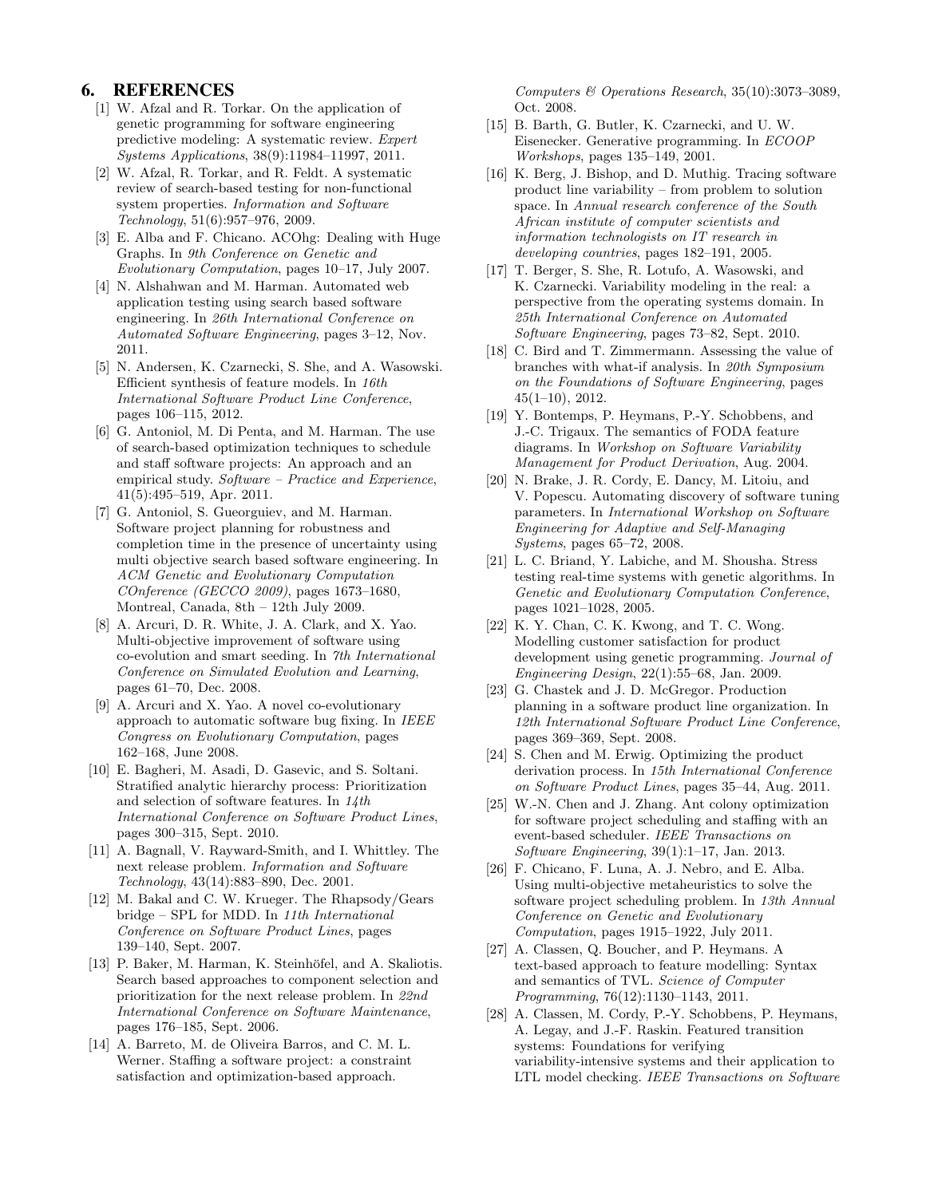## 6. REFERENCES

[1] W. Afzal and R. Torkar. On the application of genetic programming for software engineering predictive modeling: A systematic review. *Expert Systems Applications*, 38(9):11984–11997, 2011.

[2] W. Afzal, R. Torkar, and R. Feldt. A systematic review of search-based testing for non-functional system properties. *Information and Software Technology*, 51(6):957–976, 2009.

[3] E. Alba and F. Chicano. ACOhg: Dealing with Huge Graphs. In *9th Conference on Genetic and Evolutionary Computation*, pages 10–17, July 2007.

[4] N. Alshahwan and M. Harman. Automated web application testing using search based software engineering. In *26th International Conference on Automated Software Engineering*, pages 3–12, Nov. 2011.

[5] N. Andersen, K. Czarnecki, S. She, and A. Wasowski. Efficient synthesis of feature models. In *16th International Software Product Line Conference*, pages 106–115, 2012.

[6] G. Antoniol, M. Di Penta, and M. Harman. The use of search-based optimization techniques to schedule and staff software projects: An approach and an empirical study. *Software – Practice and Experience*, 41(5):495–519, Apr. 2011.

[7] G. Antoniol, S. Gueorguiev, and M. Harman. Software project planning for robustness and completion time in the presence of uncertainty using multi objective search based software engineering. In *ACM Genetic and Evolutionary Computation COnference (GECCO 2009)*, pages 1673–1680, Montreal, Canada, 8th – 12th July 2009.

[8] A. Arcuri, D. R. White, J. A. Clark, and X. Yao. Multi-objective improvement of software using co-evolution and smart seeding. In *7th International Conference on Simulated Evolution and Learning*, pages 61–70, Dec. 2008.

[9] A. Arcuri and X. Yao. A novel co-evolutionary approach to automatic software bug fixing. In *IEEE Congress on Evolutionary Computation*, pages 162–168, June 2008.

[10] E. Bagheri, M. Asadi, D. Gasevic, and S. Soltani. Stratified analytic hierarchy process: Prioritization and selection of software features. In *14th International Conference on Software Product Lines*, pages 300–315, Sept. 2010.

[11] A. Bagnall, V. Rayward-Smith, and I. Whittley. The next release problem. *Information and Software Technology*, 43(14):883–890, Dec. 2001.

[12] M. Bakal and C. W. Krueger. The Rhapsody/Gears bridge – SPL for MDD. In *11th International Conference on Software Product Lines*, pages 139–140, Sept. 2007.

[13] P. Baker, M. Harman, K. Steinhöfel, and A. Skaliotis. Search based approaches to component selection and prioritization for the next release problem. In *22nd International Conference on Software Maintenance*, pages 176–185, Sept. 2006.

[14] A. Barreto, M. de Oliveira Barros, and C. M. L. Werner. Staffing a software project: a constraint satisfaction and optimization-based approach. *Computers & Operations Research*, 35(10):3073–3089, Oct. 2008.

[15] B. Barth, G. Butler, K. Czarnecki, and U. W. Eisenecker. Generative programming. In *ECOOP Workshops*, pages 135–149, 2001.

[16] K. Berg, J. Bishop, and D. Muthig. Tracing software product line variability – from problem to solution space. In *Annual research conference of the South African institute of computer scientists and information technologists on IT research in developing countries*, pages 182–191, 2005.

[17] T. Berger, S. She, R. Lotufo, A. Wasowski, and K. Czarnecki. Variability modeling in the real: a perspective from the operating systems domain. In *25th International Conference on Automated Software Engineering*, pages 73–82, Sept. 2010.

[18] C. Bird and T. Zimmermann. Assessing the value of branches with what-if analysis. In *20th Symposium on the Foundations of Software Engineering*, pages 45(1–10), 2012.

[19] Y. Bontemps, P. Heymans, P.-Y. Schobbens, and J.-C. Trigaux. The semantics of FODA feature diagrams. In *Workshop on Software Variability Management for Product Derivation*, Aug. 2004.

[20] N. Brake, J. R. Cordy, E. Dancy, M. Litoiu, and V. Popescu. Automating discovery of software tuning parameters. In *International Workshop on Software Engineering for Adaptive and Self-Managing Systems*, pages 65–72, 2008.

[21] L. C. Briand, Y. Labiche, and M. Shousha. Stress testing real-time systems with genetic algorithms. In *Genetic and Evolutionary Computation Conference*, pages 1021–1028, 2005.

[22] K. Y. Chan, C. K. Kwong, and T. C. Wong. Modelling customer satisfaction for product development using genetic programming. *Journal of Engineering Design*, 22(1):55–68, Jan. 2009.

[23] G. Chastek and J. D. McGregor. Production planning in a software product line organization. In *12th International Software Product Line Conference*, pages 369–369, Sept. 2008.

[24] S. Chen and M. Erwig. Optimizing the product derivation process. In *15th International Conference on Software Product Lines*, pages 35–44, Aug. 2011.

[25] W.-N. Chen and J. Zhang. Ant colony optimization for software project scheduling and staffing with an event-based scheduler. *IEEE Transactions on Software Engineering*, 39(1):1–17, Jan. 2013.

[26] F. Chicano, F. Luna, A. J. Nebro, and E. Alba. Using multi-objective metaheuristics to solve the software project scheduling problem. In *13th Annual Conference on Genetic and Evolutionary Computation*, pages 1915–1922, July 2011.

[27] A. Classen, Q. Boucher, and P. Heymans. A text-based approach to feature modelling: Syntax and semantics of TVL. *Science of Computer Programming*, 76(12):1130–1143, 2011.

[28] A. Classen, M. Cordy, P.-Y. Schobbens, P. Heymans, A. Legay, and J.-F. Raskin. Featured transition systems: Foundations for verifying variability-intensive systems and their application to LTL model checking. *IEEE Transactions on Software*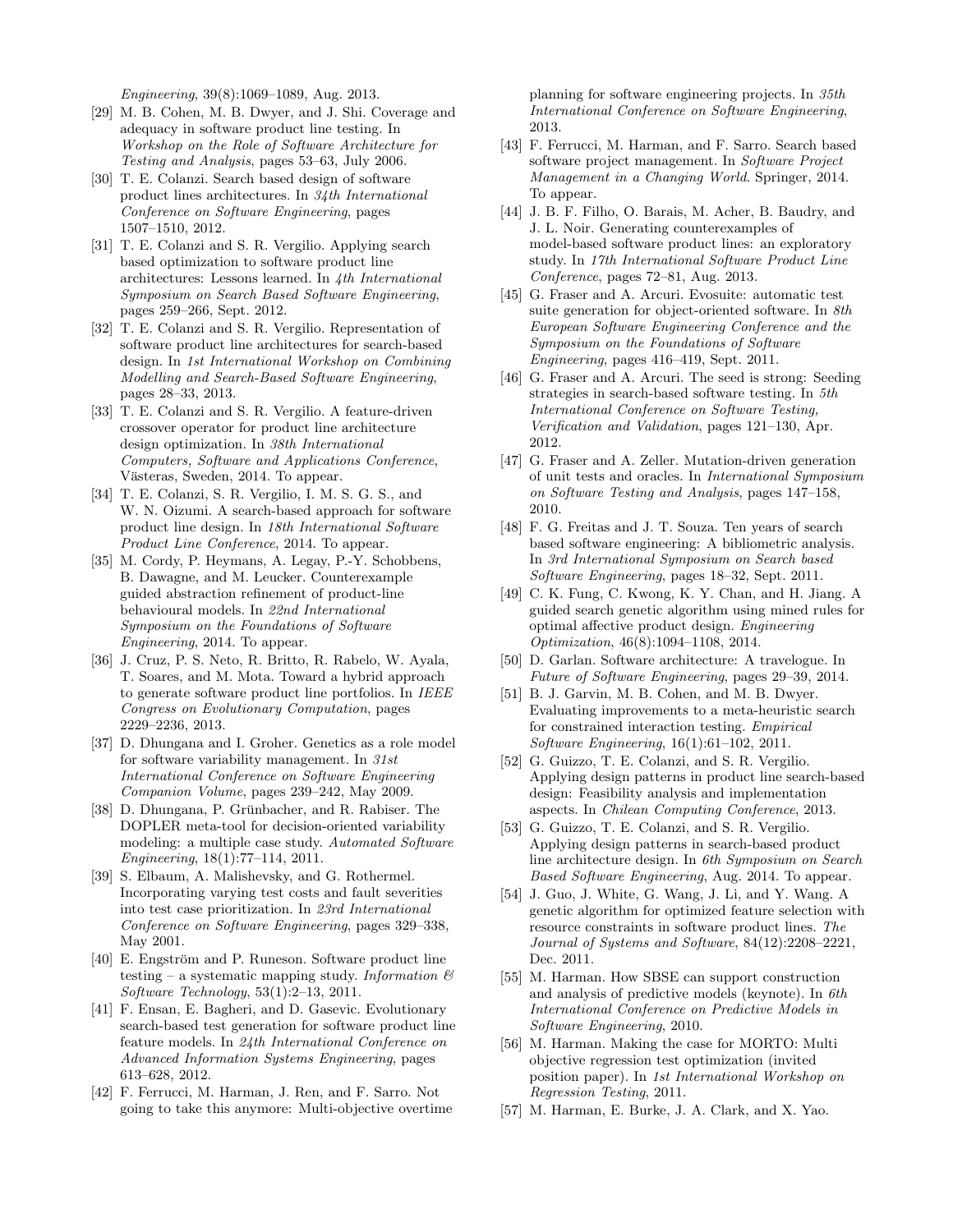*Engineering*, 39(8):1069–1089, Aug. 2013.

[29] M. B. Cohen, M. B. Dwyer, and J. Shi. Coverage and adequacy in software product line testing. In *Workshop on the Role of Software Architecture for Testing and Analysis*, pages 53–63, July 2006.

[30] T. E. Colanzi. Search based design of software product lines architectures. In *34th International Conference on Software Engineering*, pages 1507–1510, 2012.

[31] T. E. Colanzi and S. R. Vergilio. Applying search based optimization to software product line architectures: Lessons learned. In *4th International Symposium on Search Based Software Engineering*, pages 259–266, Sept. 2012.

[32] T. E. Colanzi and S. R. Vergilio. Representation of software product line architectures for search-based design. In *1st International Workshop on Combining Modelling and Search-Based Software Engineering*, pages 28–33, 2013.

[33] T. E. Colanzi and S. R. Vergilio. A feature-driven crossover operator for product line architecture design optimization. In *38th International Computers, Software and Applications Conference*, Västeras, Sweden, 2014. To appear.

[34] T. E. Colanzi, S. R. Vergilio, I. M. S. G. S., and W. N. Oizumi. A search-based approach for software product line design. In *18th International Software Product Line Conference*, 2014. To appear.

[35] M. Cordy, P. Heymans, A. Legay, P.-Y. Schobbens, B. Dawagne, and M. Leucker. Counterexample guided abstraction refinement of product-line behavioural models. In *22nd International Symposium on the Foundations of Software Engineering*, 2014. To appear.

[36] J. Cruz, P. S. Neto, R. Britto, R. Rabelo, W. Ayala, T. Soares, and M. Mota. Toward a hybrid approach to generate software product line portfolios. In *IEEE Congress on Evolutionary Computation*, pages 2229–2236, 2013.

[37] D. Dhungana and I. Groher. Genetics as a role model for software variability management. In *31st International Conference on Software Engineering Companion Volume*, pages 239–242, May 2009.

[38] D. Dhungana, P. Grünbacher, and R. Rabiser. The DOPLER meta-tool for decision-oriented variability modeling: a multiple case study. *Automated Software Engineering*, 18(1):77–114, 2011.

[39] S. Elbaum, A. Malishevsky, and G. Rothermel. Incorporating varying test costs and fault severities into test case prioritization. In *23rd International Conference on Software Engineering*, pages 329–338, May 2001.

[40] E. Engström and P. Runeson. Software product line testing – a systematic mapping study. *Information & Software Technology*, 53(1):2–13, 2011.

[41] F. Ensan, E. Bagheri, and D. Gasevic. Evolutionary search-based test generation for software product line feature models. In *24th International Conference on Advanced Information Systems Engineering*, pages 613–628, 2012.

[42] F. Ferrucci, M. Harman, J. Ren, and F. Sarro. Not going to take this anymore: Multi-objective overtime planning for software engineering projects. In *35th International Conference on Software Engineering*, 2013.

[43] F. Ferrucci, M. Harman, and F. Sarro. Search based software project management. In *Software Project Management in a Changing World*. Springer, 2014. To appear.

[44] J. B. F. Filho, O. Barais, M. Acher, B. Baudry, and J. L. Noir. Generating counterexamples of model-based software product lines: an exploratory study. In *17th International Software Product Line Conference*, pages 72–81, Aug. 2013.

[45] G. Fraser and A. Arcuri. Evosuite: automatic test suite generation for object-oriented software. In *8th European Software Engineering Conference and the Symposium on the Foundations of Software Engineering*, pages 416–419, Sept. 2011.

[46] G. Fraser and A. Arcuri. The seed is strong: Seeding strategies in search-based software testing. In *5th International Conference on Software Testing, Verification and Validation*, pages 121–130, Apr. 2012.

[47] G. Fraser and A. Zeller. Mutation-driven generation of unit tests and oracles. In *International Symposium on Software Testing and Analysis*, pages 147–158, 2010.

[48] F. G. Freitas and J. T. Souza. Ten years of search based software engineering: A bibliometric analysis. In *3rd International Symposium on Search based Software Engineering*, pages 18–32, Sept. 2011.

[49] C. K. Fung, C. Kwong, K. Y. Chan, and H. Jiang. A guided search genetic algorithm using mined rules for optimal affective product design. *Engineering Optimization*, 46(8):1094–1108, 2014.

[50] D. Garlan. Software architecture: A travelogue. In *Future of Software Engineering*, pages 29–39, 2014.

[51] B. J. Garvin, M. B. Cohen, and M. B. Dwyer. Evaluating improvements to a meta-heuristic search for constrained interaction testing. *Empirical Software Engineering*, 16(1):61–102, 2011.

[52] G. Guizzo, T. E. Colanzi, and S. R. Vergilio. Applying design patterns in product line search-based design: Feasibility analysis and implementation aspects. In *Chilean Computing Conference*, 2013.

[53] G. Guizzo, T. E. Colanzi, and S. R. Vergilio. Applying design patterns in search-based product line architecture design. In *6th Symposium on Search Based Software Engineering*, Aug. 2014. To appear.

[54] J. Guo, J. White, G. Wang, J. Li, and Y. Wang. A genetic algorithm for optimized feature selection with resource constraints in software product lines. *The Journal of Systems and Software*, 84(12):2208–2221, Dec. 2011.

[55] M. Harman. How SBSE can support construction and analysis of predictive models (keynote). In *6th International Conference on Predictive Models in Software Engineering*, 2010.

[56] M. Harman. Making the case for MORTO: Multi objective regression test optimization (invited position paper). In *1st International Workshop on Regression Testing*, 2011.

[57] M. Harman, E. Burke, J. A. Clark, and X. Yao.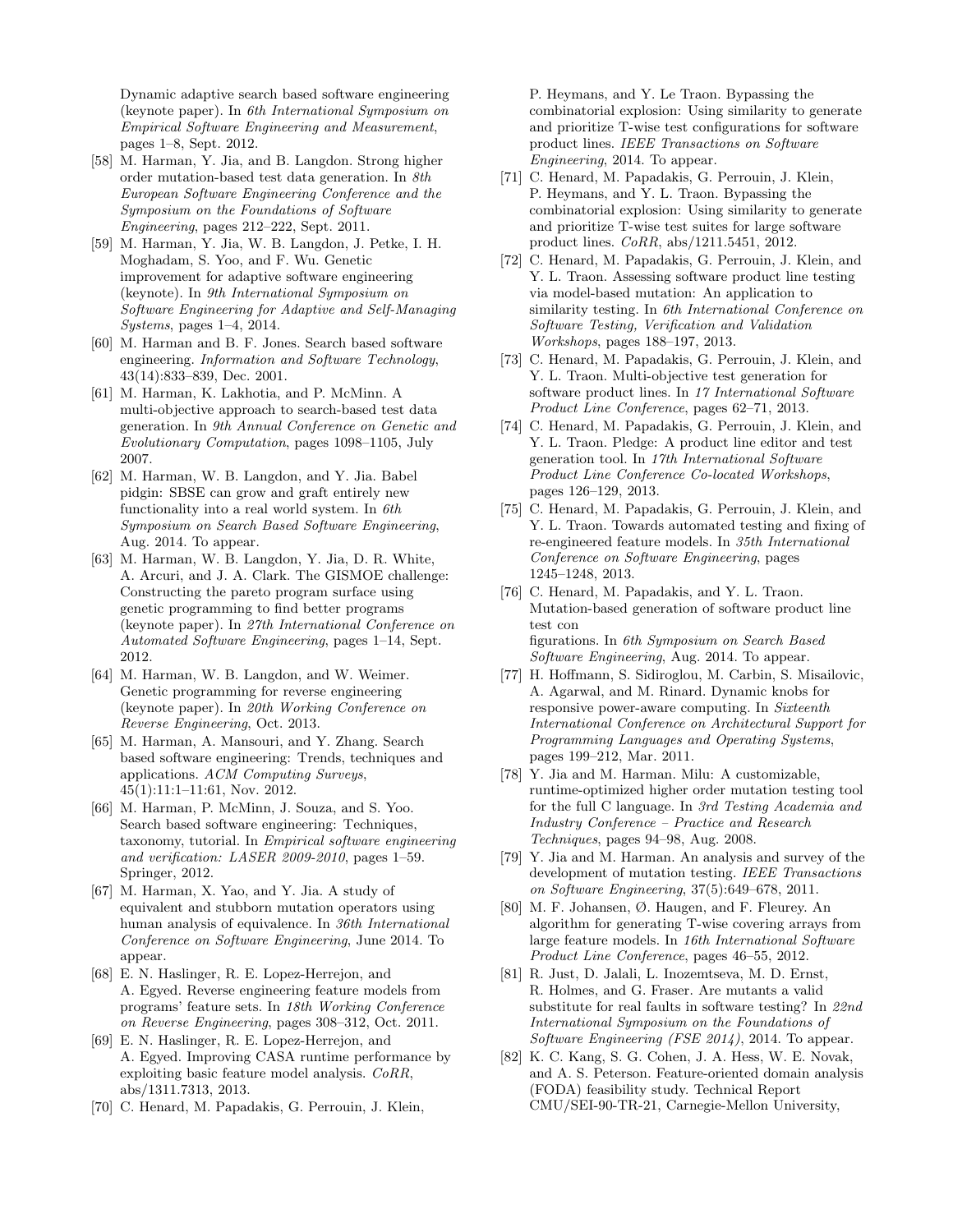Dynamic adaptive search based software engineering (keynote paper). In *6th International Symposium on Empirical Software Engineering and Measurement*, pages 1–8, Sept. 2012.

[58] M. Harman, Y. Jia, and B. Langdon. Strong higher order mutation-based test data generation. In *8th European Software Engineering Conference and the Symposium on the Foundations of Software Engineering*, pages 212–222, Sept. 2011.

[59] M. Harman, Y. Jia, W. B. Langdon, J. Petke, I. H. Moghadam, S. Yoo, and F. Wu. Genetic improvement for adaptive software engineering (keynote). In *9th International Symposium on Software Engineering for Adaptive and Self-Managing Systems*, pages 1–4, 2014.

[60] M. Harman and B. F. Jones. Search based software engineering. *Information and Software Technology*, 43(14):833–839, Dec. 2001.

[61] M. Harman, K. Lakhotia, and P. McMinn. A multi-objective approach to search-based test data generation. In *9th Annual Conference on Genetic and Evolutionary Computation*, pages 1098–1105, July 2007.

[62] M. Harman, W. B. Langdon, and Y. Jia. Babel pidgin: SBSE can grow and graft entirely new functionality into a real world system. In *6th Symposium on Search Based Software Engineering*, Aug. 2014. To appear.

[63] M. Harman, W. B. Langdon, Y. Jia, D. R. White, A. Arcuri, and J. A. Clark. The GISMOE challenge: Constructing the pareto program surface using genetic programming to find better programs (keynote paper). In *27th International Conference on Automated Software Engineering*, pages 1–14, Sept. 2012.

[64] M. Harman, W. B. Langdon, and W. Weimer. Genetic programming for reverse engineering (keynote paper). In *20th Working Conference on Reverse Engineering*, Oct. 2013.

[65] M. Harman, A. Mansouri, and Y. Zhang. Search based software engineering: Trends, techniques and applications. *ACM Computing Surveys*, 45(1):11:1–11:61, Nov. 2012.

[66] M. Harman, P. McMinn, J. Souza, and S. Yoo. Search based software engineering: Techniques, taxonomy, tutorial. In *Empirical software engineering and verification: LASER 2009-2010*, pages 1–59. Springer, 2012.

[67] M. Harman, X. Yao, and Y. Jia. A study of equivalent and stubborn mutation operators using human analysis of equivalence. In *36th International Conference on Software Engineering*, June 2014. To appear.

[68] E. N. Haslinger, R. E. Lopez-Herrejon, and A. Egyed. Reverse engineering feature models from programs' feature sets. In *18th Working Conference on Reverse Engineering*, pages 308–312, Oct. 2011.

[69] E. N. Haslinger, R. E. Lopez-Herrejon, and A. Egyed. Improving CASA runtime performance by exploiting basic feature model analysis. *CoRR*, abs/1311.7313, 2013.

[70] C. Henard, M. Papadakis, G. Perrouin, J. Klein, P. Heymans, and Y. Le Traon. Bypassing the combinatorial explosion: Using similarity to generate and prioritize T-wise test configurations for software product lines. *IEEE Transactions on Software Engineering*, 2014. To appear.

[71] C. Henard, M. Papadakis, G. Perrouin, J. Klein, P. Heymans, and Y. L. Traon. Bypassing the combinatorial explosion: Using similarity to generate and prioritize T-wise test suites for large software product lines. *CoRR*, abs/1211.5451, 2012.

[72] C. Henard, M. Papadakis, G. Perrouin, J. Klein, and Y. L. Traon. Assessing software product line testing via model-based mutation: An application to similarity testing. In *6th International Conference on Software Testing, Verification and Validation Workshops*, pages 188–197, 2013.

[73] C. Henard, M. Papadakis, G. Perrouin, J. Klein, and Y. L. Traon. Multi-objective test generation for software product lines. In *17 International Software Product Line Conference*, pages 62–71, 2013.

[74] C. Henard, M. Papadakis, G. Perrouin, J. Klein, and Y. L. Traon. Pledge: A product line editor and test generation tool. In *17th International Software Product Line Conference Co-located Workshops*, pages 126–129, 2013.

[75] C. Henard, M. Papadakis, G. Perrouin, J. Klein, and Y. L. Traon. Towards automated testing and fixing of re-engineered feature models. In *35th International Conference on Software Engineering*, pages 1245–1248, 2013.

[76] C. Henard, M. Papadakis, and Y. L. Traon. Mutation-based generation of software product line test con
figurations. In *6th Symposium on Search Based Software Engineering*, Aug. 2014. To appear.

[77] H. Hoffmann, S. Sidiroglou, M. Carbin, S. Misailovic, A. Agarwal, and M. Rinard. Dynamic knobs for responsive power-aware computing. In *Sixteenth International Conference on Architectural Support for Programming Languages and Operating Systems*, pages 199–212, Mar. 2011.

[78] Y. Jia and M. Harman. Milu: A customizable, runtime-optimized higher order mutation testing tool for the full C language. In *3rd Testing Academia and Industry Conference – Practice and Research Techniques*, pages 94–98, Aug. 2008.

[79] Y. Jia and M. Harman. An analysis and survey of the development of mutation testing. *IEEE Transactions on Software Engineering*, 37(5):649–678, 2011.

[80] M. F. Johansen, Ø. Haugen, and F. Fleurey. An algorithm for generating T-wise covering arrays from large feature models. In *16th International Software Product Line Conference*, pages 46–55, 2012.

[81] R. Just, D. Jalali, L. Inozemtseva, M. D. Ernst, R. Holmes, and G. Fraser. Are mutants a valid substitute for real faults in software testing? In *22nd International Symposium on the Foundations of Software Engineering (FSE 2014)*, 2014. To appear.

[82] K. C. Kang, S. G. Cohen, J. A. Hess, W. E. Novak, and A. S. Peterson. Feature-oriented domain analysis (FODA) feasibility study. Technical Report CMU/SEI-90-TR-21, Carnegie-Mellon University,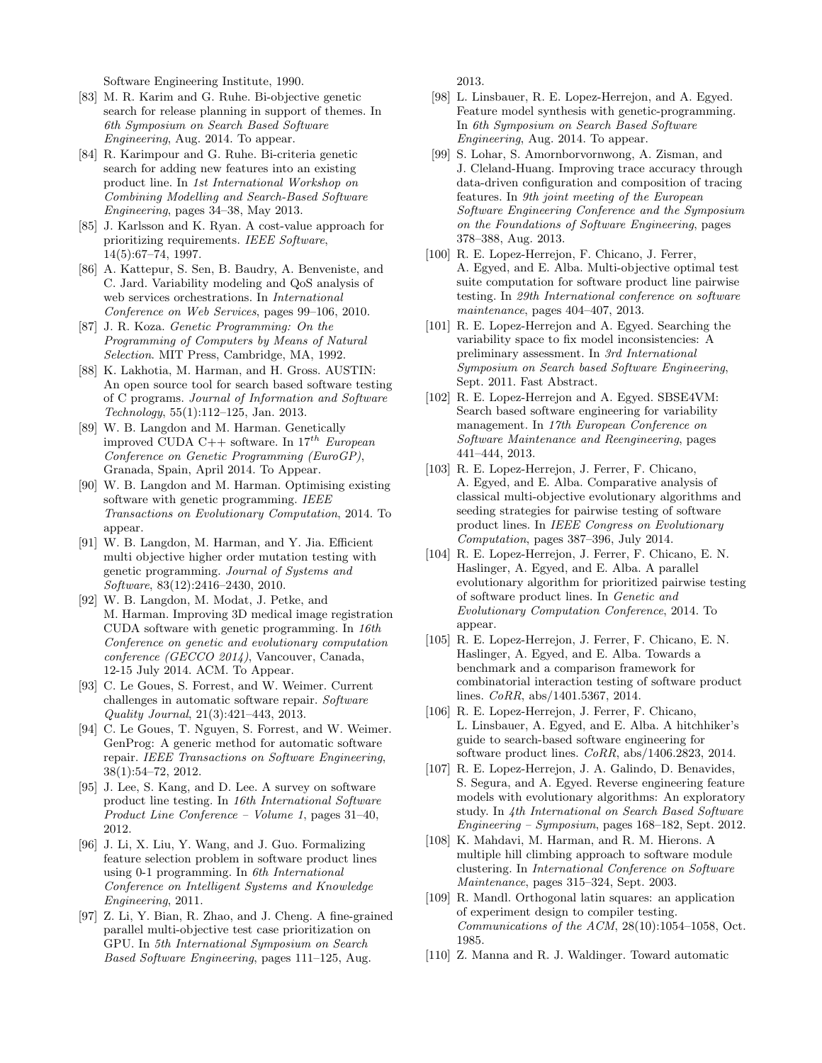Software Engineering Institute, 1990.

[83] M. R. Karim and G. Ruhe. Bi-objective genetic search for release planning in support of themes. In *6th Symposium on Search Based Software Engineering*, Aug. 2014. To appear.

[84] R. Karimpour and G. Ruhe. Bi-criteria genetic search for adding new features into an existing product line. In *1st International Workshop on Combining Modelling and Search-Based Software Engineering*, pages 34–38, May 2013.

[85] J. Karlsson and K. Ryan. A cost-value approach for prioritizing requirements. *IEEE Software*, 14(5):67–74, 1997.

[86] A. Kattepur, S. Sen, B. Baudry, A. Benveniste, and C. Jard. Variability modeling and QoS analysis of web services orchestrations. In *International Conference on Web Services*, pages 99–106, 2010.

[87] J. R. Koza. *Genetic Programming: On the Programming of Computers by Means of Natural Selection*. MIT Press, Cambridge, MA, 1992.

[88] K. Lakhotia, M. Harman, and H. Gross. AUSTIN: An open source tool for search based software testing of C programs. *Journal of Information and Software Technology*, 55(1):112–125, Jan. 2013.

[89] W. B. Langdon and M. Harman. Genetically improved CUDA C++ software. In *$17^{th}$ European Conference on Genetic Programming (EuroGP)*, Granada, Spain, April 2014. To Appear.

[90] W. B. Langdon and M. Harman. Optimising existing software with genetic programming. *IEEE Transactions on Evolutionary Computation*, 2014. To appear.

[91] W. B. Langdon, M. Harman, and Y. Jia. Efficient multi objective higher order mutation testing with genetic programming. *Journal of Systems and Software*, 83(12):2416–2430, 2010.

[92] W. B. Langdon, M. Modat, J. Petke, and M. Harman. Improving 3D medical image registration CUDA software with genetic programming. In *16th Conference on genetic and evolutionary computation conference (GECCO 2014)*, Vancouver, Canada, 12-15 July 2014. ACM. To Appear.

[93] C. Le Goues, S. Forrest, and W. Weimer. Current challenges in automatic software repair. *Software Quality Journal*, 21(3):421–443, 2013.

[94] C. Le Goues, T. Nguyen, S. Forrest, and W. Weimer. GenProg: A generic method for automatic software repair. *IEEE Transactions on Software Engineering*, 38(1):54–72, 2012.

[95] J. Lee, S. Kang, and D. Lee. A survey on software product line testing. In *16th International Software Product Line Conference – Volume 1*, pages 31–40, 2012.

[96] J. Li, X. Liu, Y. Wang, and J. Guo. Formalizing feature selection problem in software product lines using 0-1 programming. In *6th International Conference on Intelligent Systems and Knowledge Engineering*, 2011.

[97] Z. Li, Y. Bian, R. Zhao, and J. Cheng. A fine-grained parallel multi-objective test case prioritization on GPU. In *5th International Symposium on Search Based Software Engineering*, pages 111–125, Aug. 2013.

[98] L. Linsbauer, R. E. Lopez-Herrejon, and A. Egyed. Feature model synthesis with genetic-programming. In *6th Symposium on Search Based Software Engineering*, Aug. 2014. To appear.

[99] S. Lohar, S. Amornborvornwong, A. Zisman, and J. Cleland-Huang. Improving trace accuracy through data-driven configuration and composition of tracing features. In *9th joint meeting of the European Software Engineering Conference and the Symposium on the Foundations of Software Engineering*, pages 378–388, Aug. 2013.

[100] R. E. Lopez-Herrejon, F. Chicano, J. Ferrer, A. Egyed, and E. Alba. Multi-objective optimal test suite computation for software product line pairwise testing. In *29th International conference on software maintenance*, pages 404–407, 2013.

[101] R. E. Lopez-Herrejon and A. Egyed. Searching the variability space to fix model inconsistencies: A preliminary assessment. In *3rd International Symposium on Search based Software Engineering*, Sept. 2011. Fast Abstract.

[102] R. E. Lopez-Herrejon and A. Egyed. SBSE4VM: Search based software engineering for variability management. In *17th European Conference on Software Maintenance and Reengineering*, pages 441–444, 2013.

[103] R. E. Lopez-Herrejon, J. Ferrer, F. Chicano, A. Egyed, and E. Alba. Comparative analysis of classical multi-objective evolutionary algorithms and seeding strategies for pairwise testing of software product lines. In *IEEE Congress on Evolutionary Computation*, pages 387–396, July 2014.

[104] R. E. Lopez-Herrejon, J. Ferrer, F. Chicano, E. N. Haslinger, A. Egyed, and E. Alba. A parallel evolutionary algorithm for prioritized pairwise testing of software product lines. In *Genetic and Evolutionary Computation Conference*, 2014. To appear.

[105] R. E. Lopez-Herrejon, J. Ferrer, F. Chicano, E. N. Haslinger, A. Egyed, and E. Alba. Towards a benchmark and a comparison framework for combinatorial interaction testing of software product lines. *CoRR*, abs/1401.5367, 2014.

[106] R. E. Lopez-Herrejon, J. Ferrer, F. Chicano, L. Linsbauer, A. Egyed, and E. Alba. A hitchhiker's guide to search-based software engineering for software product lines. *CoRR*, abs/1406.2823, 2014.

[107] R. E. Lopez-Herrejon, J. A. Galindo, D. Benavides, S. Segura, and A. Egyed. Reverse engineering feature models with evolutionary algorithms: An exploratory study. In *4th International on Search Based Software Engineering – Symposium*, pages 168–182, Sept. 2012.

[108] K. Mahdavi, M. Harman, and R. M. Hierons. A multiple hill climbing approach to software module clustering. In *International Conference on Software Maintenance*, pages 315–324, Sept. 2003.

[109] R. Mandl. Orthogonal latin squares: an application of experiment design to compiler testing. *Communications of the ACM*, 28(10):1054–1058, Oct. 1985.

[110] Z. Manna and R. J. Waldinger. Toward automatic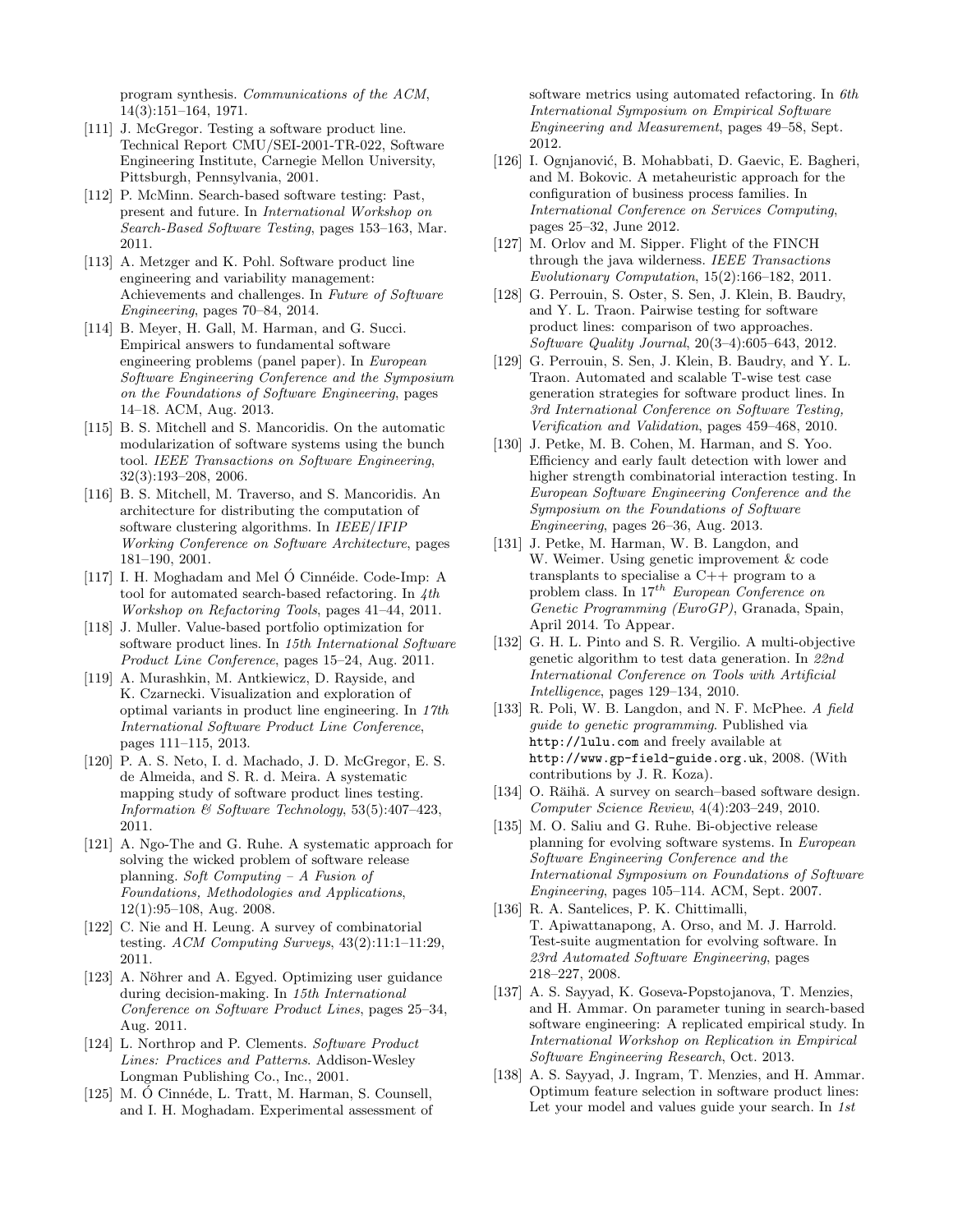program synthesis. *Communications of the ACM*, 14(3):151–164, 1971.

[111] J. McGregor. Testing a software product line. Technical Report CMU/SEI-2001-TR-022, Software Engineering Institute, Carnegie Mellon University, Pittsburgh, Pennsylvania, 2001.

[112] P. McMinn. Search-based software testing: Past, present and future. In *International Workshop on Search-Based Software Testing*, pages 153–163, Mar. 2011.

[113] A. Metzger and K. Pohl. Software product line engineering and variability management: Achievements and challenges. In *Future of Software Engineering*, pages 70–84, 2014.

[114] B. Meyer, H. Gall, M. Harman, and G. Succi. Empirical answers to fundamental software engineering problems (panel paper). In *European Software Engineering Conference and the Symposium on the Foundations of Software Engineering*, pages 14–18. ACM, Aug. 2013.

[115] B. S. Mitchell and S. Mancoridis. On the automatic modularization of software systems using the bunch tool. *IEEE Transactions on Software Engineering*, 32(3):193–208, 2006.

[116] B. S. Mitchell, M. Traverso, and S. Mancoridis. An architecture for distributing the computation of software clustering algorithms. In *IEEE/IFIP Working Conference on Software Architecture*, pages 181–190, 2001.

[117] I. H. Moghadam and Mel Ó Cinnéide. Code-Imp: A tool for automated search-based refactoring. In *4th Workshop on Refactoring Tools*, pages 41–44, 2011.

[118] J. Muller. Value-based portfolio optimization for software product lines. In *15th International Software Product Line Conference*, pages 15–24, Aug. 2011.

[119] A. Murashkin, M. Antkiewicz, D. Rayside, and K. Czarnecki. Visualization and exploration of optimal variants in product line engineering. In *17th International Software Product Line Conference*, pages 111–115, 2013.

[120] P. A. S. Neto, I. d. Machado, J. D. McGregor, E. S. de Almeida, and S. R. d. Meira. A systematic mapping study of software product lines testing. *Information & Software Technology*, 53(5):407–423, 2011.

[121] A. Ngo-The and G. Ruhe. A systematic approach for solving the wicked problem of software release planning. *Soft Computing – A Fusion of Foundations, Methodologies and Applications*, 12(1):95–108, Aug. 2008.

[122] C. Nie and H. Leung. A survey of combinatorial testing. *ACM Computing Surveys*, 43(2):11:1–11:29, 2011.

[123] A. Nöhrer and A. Egyed. Optimizing user guidance during decision-making. In *15th International Conference on Software Product Lines*, pages 25–34, Aug. 2011.

[124] L. Northrop and P. Clements. *Software Product Lines: Practices and Patterns*. Addison-Wesley Longman Publishing Co., Inc., 2001.

[125] M. Ó Cinnéde, L. Tratt, M. Harman, S. Counsell, and I. H. Moghadam. Experimental assessment of software metrics using automated refactoring. In *6th International Symposium on Empirical Software Engineering and Measurement*, pages 49–58, Sept. 2012.

[126] I. Ognjanović, B. Mohabbati, D. Gaevic, E. Bagheri, and M. Bokovic. A metaheuristic approach for the configuration of business process families. In *International Conference on Services Computing*, pages 25–32, June 2012.

[127] M. Orlov and M. Sipper. Flight of the FINCH through the java wilderness. *IEEE Transactions Evolutionary Computation*, 15(2):166–182, 2011.

[128] G. Perrouin, S. Oster, S. Sen, J. Klein, B. Baudry, and Y. L. Traon. Pairwise testing for software product lines: comparison of two approaches. *Software Quality Journal*, 20(3–4):605–643, 2012.

[129] G. Perrouin, S. Sen, J. Klein, B. Baudry, and Y. L. Traon. Automated and scalable T-wise test case generation strategies for software product lines. In *3rd International Conference on Software Testing, Verification and Validation*, pages 459–468, 2010.

[130] J. Petke, M. B. Cohen, M. Harman, and S. Yoo. Efficiency and early fault detection with lower and higher strength combinatorial interaction testing. In *European Software Engineering Conference and the Symposium on the Foundations of Software Engineering*, pages 26–36, Aug. 2013.

[131] J. Petke, M. Harman, W. B. Langdon, and W. Weimer. Using genetic improvement & code transplants to specialise a C++ program to a problem class. In *17th European Conference on Genetic Programming (EuroGP)*, Granada, Spain, April 2014. To Appear.

[132] G. H. L. Pinto and S. R. Vergilio. A multi-objective genetic algorithm to test data generation. In *22nd International Conference on Tools with Artificial Intelligence*, pages 129–134, 2010.

[133] R. Poli, W. B. Langdon, and N. F. McPhee. *A field guide to genetic programming*. Published via `http://lulu.com` and freely available at `http://www.gp-field-guide.org.uk`, 2008. (With contributions by J. R. Koza).

[134] O. Räihä. A survey on search–based software design. *Computer Science Review*, 4(4):203–249, 2010.

[135] M. O. Saliu and G. Ruhe. Bi-objective release planning for evolving software systems. In *European Software Engineering Conference and the International Symposium on Foundations of Software Engineering*, pages 105–114. ACM, Sept. 2007.

[136] R. A. Santelices, P. K. Chittimalli, T. Apiwattanapong, A. Orso, and M. J. Harrold. Test-suite augmentation for evolving software. In *23rd Automated Software Engineering*, pages 218–227, 2008.

[137] A. S. Sayyad, K. Goseva-Popstojanova, T. Menzies, and H. Ammar. On parameter tuning in search-based software engineering: A replicated empirical study. In *International Workshop on Replication in Empirical Software Engineering Research*, Oct. 2013.

[138] A. S. Sayyad, J. Ingram, T. Menzies, and H. Ammar. Optimum feature selection in software product lines: Let your model and values guide your search. In *1st*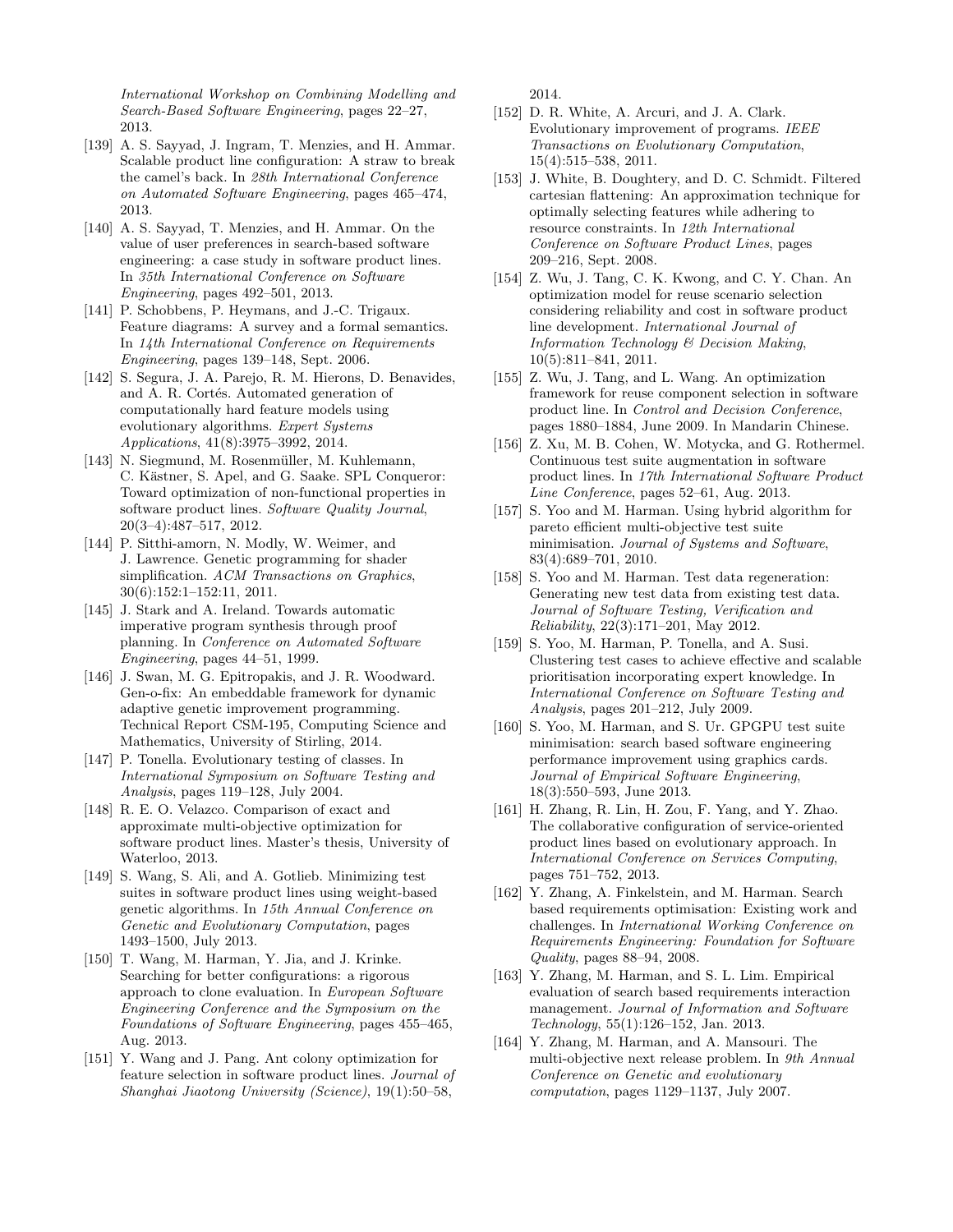International Workshop on Combining Modelling and Search-Based Software Engineering*, pages 22–27, 2013.

[139] A. S. Sayyad, J. Ingram, T. Menzies, and H. Ammar. Scalable product line configuration: A straw to break the camel's back. In *28th International Conference on Automated Software Engineering*, pages 465–474, 2013.

[140] A. S. Sayyad, T. Menzies, and H. Ammar. On the value of user preferences in search-based software engineering: a case study in software product lines. In *35th International Conference on Software Engineering*, pages 492–501, 2013.

[141] P. Schobbens, P. Heymans, and J.-C. Trigaux. Feature diagrams: A survey and a formal semantics. In *14th International Conference on Requirements Engineering*, pages 139–148, Sept. 2006.

[142] S. Segura, J. A. Parejo, R. M. Hierons, D. Benavides, and A. R. Cortés. Automated generation of computationally hard feature models using evolutionary algorithms. *Expert Systems Applications*, 41(8):3975–3992, 2014.

[143] N. Siegmund, M. Rosenmüller, M. Kuhlemann, C. Kästner, S. Apel, and G. Saake. SPL Conqueror: Toward optimization of non-functional properties in software product lines. *Software Quality Journal*, 20(3–4):487–517, 2012.

[144] P. Sitthi-amorn, N. Modly, W. Weimer, and J. Lawrence. Genetic programming for shader simplification. *ACM Transactions on Graphics*, 30(6):152:1–152:11, 2011.

[145] J. Stark and A. Ireland. Towards automatic imperative program synthesis through proof planning. In *Conference on Automated Software Engineering*, pages 44–51, 1999.

[146] J. Swan, M. G. Epitropakis, and J. R. Woodward. Gen-o-fix: An embeddable framework for dynamic adaptive genetic improvement programming. Technical Report CSM-195, Computing Science and Mathematics, University of Stirling, 2014.

[147] P. Tonella. Evolutionary testing of classes. In *International Symposium on Software Testing and Analysis*, pages 119–128, July 2004.

[148] R. E. O. Velazco. Comparison of exact and approximate multi-objective optimization for software product lines. Master's thesis, University of Waterloo, 2013.

[149] S. Wang, S. Ali, and A. Gotlieb. Minimizing test suites in software product lines using weight-based genetic algorithms. In *15th Annual Conference on Genetic and Evolutionary Computation*, pages 1493–1500, July 2013.

[150] T. Wang, M. Harman, Y. Jia, and J. Krinke. Searching for better configurations: a rigorous approach to clone evaluation. In *European Software Engineering Conference and the Symposium on the Foundations of Software Engineering*, pages 455–465, Aug. 2013.

[151] Y. Wang and J. Pang. Ant colony optimization for feature selection in software product lines. *Journal of Shanghai Jiaotong University (Science)*, 19(1):50–58, 2014.

[152] D. R. White, A. Arcuri, and J. A. Clark. Evolutionary improvement of programs. *IEEE Transactions on Evolutionary Computation*, 15(4):515–538, 2011.

[153] J. White, B. Doughtery, and D. C. Schmidt. Filtered cartesian flattening: An approximation technique for optimally selecting features while adhering to resource constraints. In *12th International Conference on Software Product Lines*, pages 209–216, Sept. 2008.

[154] Z. Wu, J. Tang, C. K. Kwong, and C. Y. Chan. An optimization model for reuse scenario selection considering reliability and cost in software product line development. *International Journal of Information Technology & Decision Making*, 10(5):811–841, 2011.

[155] Z. Wu, J. Tang, and L. Wang. An optimization framework for reuse component selection in software product line. In *Control and Decision Conference*, pages 1880–1884, June 2009. In Mandarin Chinese.

[156] Z. Xu, M. B. Cohen, W. Motycka, and G. Rothermel. Continuous test suite augmentation in software product lines. In *17th International Software Product Line Conference*, pages 52–61, Aug. 2013.

[157] S. Yoo and M. Harman. Using hybrid algorithm for pareto efficient multi-objective test suite minimisation. *Journal of Systems and Software*, 83(4):689–701, 2010.

[158] S. Yoo and M. Harman. Test data regeneration: Generating new test data from existing test data. *Journal of Software Testing, Verification and Reliability*, 22(3):171–201, May 2012.

[159] S. Yoo, M. Harman, P. Tonella, and A. Susi. Clustering test cases to achieve effective and scalable prioritisation incorporating expert knowledge. In *International Conference on Software Testing and Analysis*, pages 201–212, July 2009.

[160] S. Yoo, M. Harman, and S. Ur. GPGPU test suite minimisation: search based software engineering performance improvement using graphics cards. *Journal of Empirical Software Engineering*, 18(3):550–593, June 2013.

[161] H. Zhang, R. Lin, H. Zou, F. Yang, and Y. Zhao. The collaborative configuration of service-oriented product lines based on evolutionary approach. In *International Conference on Services Computing*, pages 751–752, 2013.

[162] Y. Zhang, A. Finkelstein, and M. Harman. Search based requirements optimisation: Existing work and challenges. In *International Working Conference on Requirements Engineering: Foundation for Software Quality*, pages 88–94, 2008.

[163] Y. Zhang, M. Harman, and S. L. Lim. Empirical evaluation of search based requirements interaction management. *Journal of Information and Software Technology*, 55(1):126–152, Jan. 2013.

[164] Y. Zhang, M. Harman, and A. Mansouri. The multi-objective next release problem. In *9th Annual Conference on Genetic and evolutionary computation*, pages 1129–1137, July 2007.